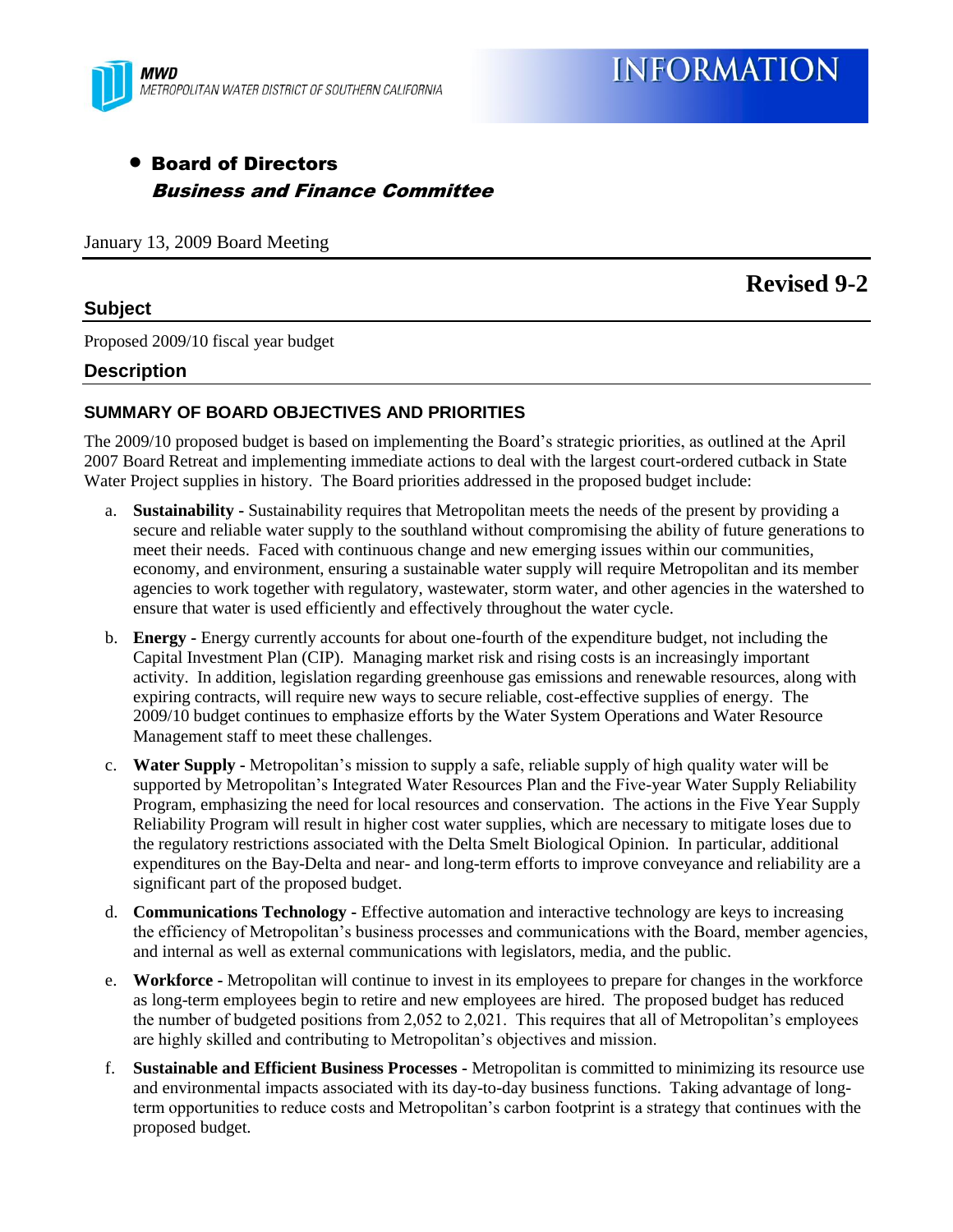MWD
METROPOLITAN WATER DISTRICT OF SOUTHERN CALIFORNIA

# INFORMATION

- **Board of Directors**
  ***Business and Finance Committee***

January 13, 2009 Board Meeting

**Revised 9-2**

## Subject

Proposed 2009/10 fiscal year budget

## Description

### SUMMARY OF BOARD OBJECTIVES AND PRIORITIES

The 2009/10 proposed budget is based on implementing the Board's strategic priorities, as outlined at the April 2007 Board Retreat and implementing immediate actions to deal with the largest court-ordered cutback in State Water Project supplies in history. The Board priorities addressed in the proposed budget include:

a. **Sustainability -** Sustainability requires that Metropolitan meets the needs of the present by providing a secure and reliable water supply to the southland without compromising the ability of future generations to meet their needs. Faced with continuous change and new emerging issues within our communities, economy, and environment, ensuring a sustainable water supply will require Metropolitan and its member agencies to work together with regulatory, wastewater, storm water, and other agencies in the watershed to ensure that water is used efficiently and effectively throughout the water cycle.

b. **Energy -** Energy currently accounts for about one-fourth of the expenditure budget, not including the Capital Investment Plan (CIP). Managing market risk and rising costs is an increasingly important activity. In addition, legislation regarding greenhouse gas emissions and renewable resources, along with expiring contracts, will require new ways to secure reliable, cost-effective supplies of energy. The 2009/10 budget continues to emphasize efforts by the Water System Operations and Water Resource Management staff to meet these challenges.

c. **Water Supply -** Metropolitan's mission to supply a safe, reliable supply of high quality water will be supported by Metropolitan's Integrated Water Resources Plan and the Five-year Water Supply Reliability Program, emphasizing the need for local resources and conservation. The actions in the Five Year Supply Reliability Program will result in higher cost water supplies, which are necessary to mitigate loses due to the regulatory restrictions associated with the Delta Smelt Biological Opinion. In particular, additional expenditures on the Bay-Delta and near- and long-term efforts to improve conveyance and reliability are a significant part of the proposed budget.

d. **Communications Technology -** Effective automation and interactive technology are keys to increasing the efficiency of Metropolitan's business processes and communications with the Board, member agencies, and internal as well as external communications with legislators, media, and the public.

e. **Workforce -** Metropolitan will continue to invest in its employees to prepare for changes in the workforce as long-term employees begin to retire and new employees are hired. The proposed budget has reduced the number of budgeted positions from 2,052 to 2,021. This requires that all of Metropolitan's employees are highly skilled and contributing to Metropolitan's objectives and mission.

f. **Sustainable and Efficient Business Processes -** Metropolitan is committed to minimizing its resource use and environmental impacts associated with its day-to-day business functions. Taking advantage of long-term opportunities to reduce costs and Metropolitan's carbon footprint is a strategy that continues with the proposed budget.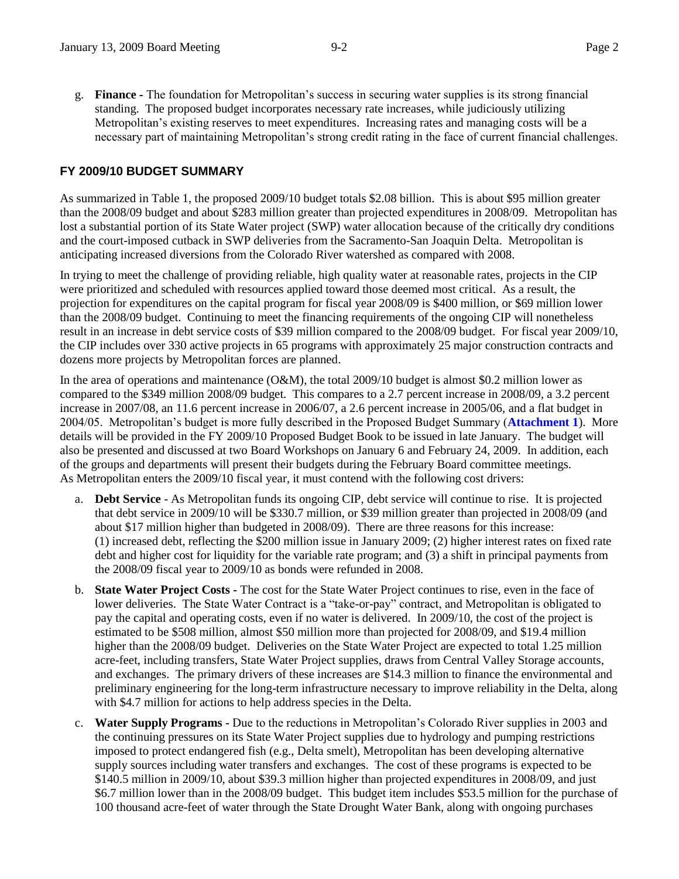g. **Finance -** The foundation for Metropolitan's success in securing water supplies is its strong financial standing. The proposed budget incorporates necessary rate increases, while judiciously utilizing Metropolitan's existing reserves to meet expenditures. Increasing rates and managing costs will be a necessary part of maintaining Metropolitan's strong credit rating in the face of current financial challenges.

## FY 2009/10 BUDGET SUMMARY

As summarized in Table 1, the proposed 2009/10 budget totals $2.08 billion. This is about $95 million greater than the 2008/09 budget and about $283 million greater than projected expenditures in 2008/09. Metropolitan has lost a substantial portion of its State Water project (SWP) water allocation because of the critically dry conditions and the court-imposed cutback in SWP deliveries from the Sacramento-San Joaquin Delta. Metropolitan is anticipating increased diversions from the Colorado River watershed as compared with 2008.

In trying to meet the challenge of providing reliable, high quality water at reasonable rates, projects in the CIP were prioritized and scheduled with resources applied toward those deemed most critical. As a result, the projection for expenditures on the capital program for fiscal year 2008/09 is $400 million, or $69 million lower than the 2008/09 budget. Continuing to meet the financing requirements of the ongoing CIP will nonetheless result in an increase in debt service costs of $39 million compared to the 2008/09 budget. For fiscal year 2009/10, the CIP includes over 330 active projects in 65 programs with approximately 25 major construction contracts and dozens more projects by Metropolitan forces are planned.

In the area of operations and maintenance (O&M), the total 2009/10 budget is almost $0.2 million lower as compared to the $349 million 2008/09 budget. This compares to a 2.7 percent increase in 2008/09, a 3.2 percent increase in 2007/08, an 11.6 percent increase in 2006/07, a 2.6 percent increase in 2005/06, and a flat budget in 2004/05. Metropolitan's budget is more fully described in the Proposed Budget Summary (**Attachment 1**). More details will be provided in the FY 2009/10 Proposed Budget Book to be issued in late January. The budget will also be presented and discussed at two Board Workshops on January 6 and February 24, 2009. In addition, each of the groups and departments will present their budgets during the February Board committee meetings. As Metropolitan enters the 2009/10 fiscal year, it must contend with the following cost drivers:

a. **Debt Service** - As Metropolitan funds its ongoing CIP, debt service will continue to rise. It is projected that debt service in 2009/10 will be $330.7 million, or $39 million greater than projected in 2008/09 (and about $17 million higher than budgeted in 2008/09). There are three reasons for this increase: (1) increased debt, reflecting the $200 million issue in January 2009; (2) higher interest rates on fixed rate debt and higher cost for liquidity for the variable rate program; and (3) a shift in principal payments from the 2008/09 fiscal year to 2009/10 as bonds were refunded in 2008.

b. **State Water Project Costs -** The cost for the State Water Project continues to rise, even in the face of lower deliveries. The State Water Contract is a "take-or-pay" contract, and Metropolitan is obligated to pay the capital and operating costs, even if no water is delivered. In 2009/10, the cost of the project is estimated to be $508 million, almost $50 million more than projected for 2008/09, and $19.4 million higher than the 2008/09 budget. Deliveries on the State Water Project are expected to total 1.25 million acre-feet, including transfers, State Water Project supplies, draws from Central Valley Storage accounts, and exchanges. The primary drivers of these increases are $14.3 million to finance the environmental and preliminary engineering for the long-term infrastructure necessary to improve reliability in the Delta, along with $4.7 million for actions to help address species in the Delta.

c. **Water Supply Programs -** Due to the reductions in Metropolitan's Colorado River supplies in 2003 and the continuing pressures on its State Water Project supplies due to hydrology and pumping restrictions imposed to protect endangered fish (e.g., Delta smelt), Metropolitan has been developing alternative supply sources including water transfers and exchanges. The cost of these programs is expected to be $140.5 million in 2009/10, about $39.3 million higher than projected expenditures in 2008/09, and just $6.7 million lower than in the 2008/09 budget. This budget item includes $53.5 million for the purchase of 100 thousand acre-feet of water through the State Drought Water Bank, along with ongoing purchases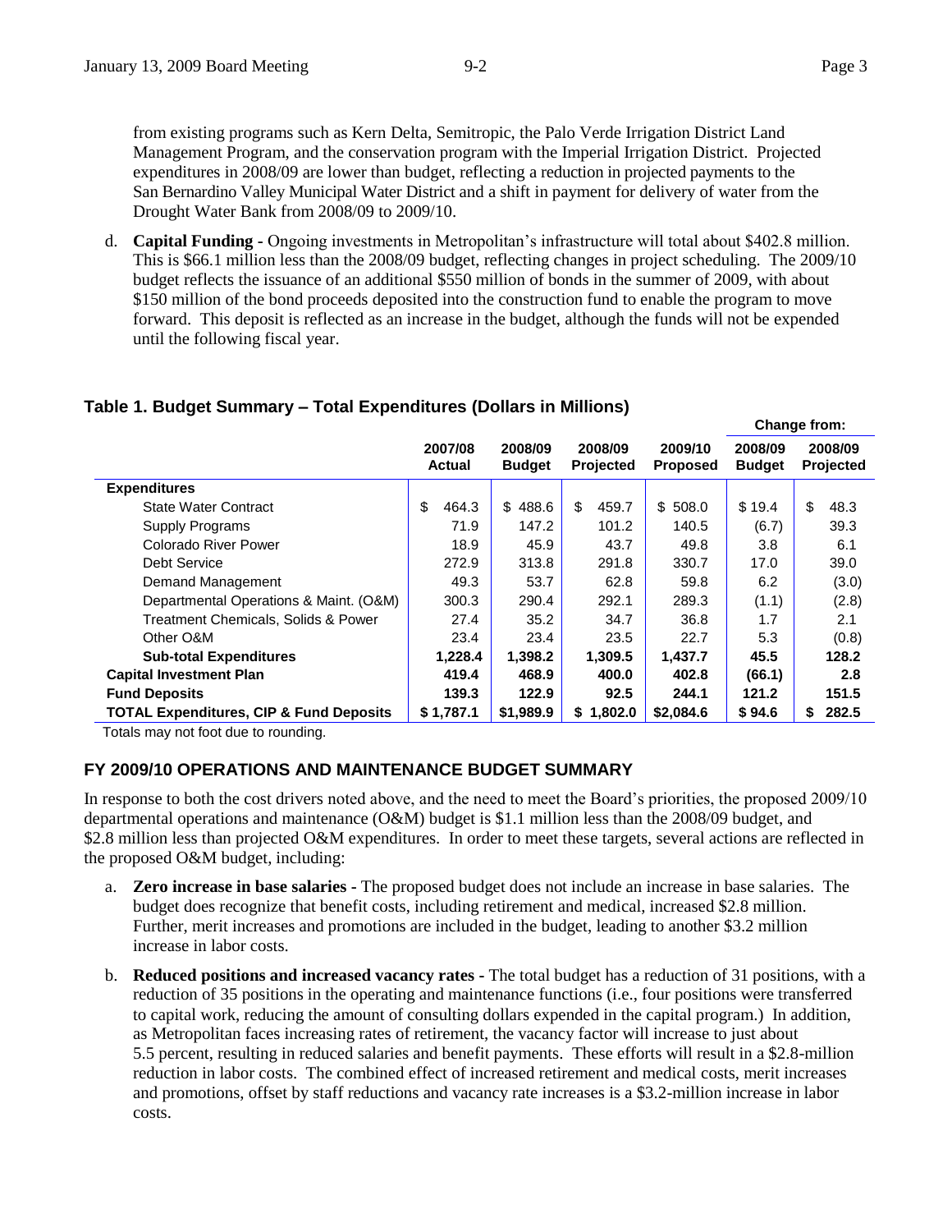from existing programs such as Kern Delta, Semitropic, the Palo Verde Irrigation District Land Management Program, and the conservation program with the Imperial Irrigation District. Projected expenditures in 2008/09 are lower than budget, reflecting a reduction in projected payments to the San Bernardino Valley Municipal Water District and a shift in payment for delivery of water from the Drought Water Bank from 2008/09 to 2009/10.

d. **Capital Funding -** Ongoing investments in Metropolitan's infrastructure will total about $402.8 million. This is $66.1 million less than the 2008/09 budget, reflecting changes in project scheduling. The 2009/10 budget reflects the issuance of an additional $550 million of bonds in the summer of 2009, with about $150 million of the bond proceeds deposited into the construction fund to enable the program to move forward. This deposit is reflected as an increase in the budget, although the funds will not be expended until the following fiscal year.

## Table 1. Budget Summary – Total Expenditures (Dollars in Millions)

| | | | | | Change from: | |
|---|---|---|---|---|---|---|
| | **2007/08 Actual** | **2008/09 Budget** | **2008/09 Projected** | **2009/10 Proposed** | **2008/09 Budget** | **2008/09 Projected** |
| **Expenditures** | | | | | | |
| State Water Contract | $ 464.3 | $ 488.6 | $ 459.7 | $ 508.0 | $ 19.4 | $ 48.3 |
| Supply Programs | 71.9 | 147.2 | 101.2 | 140.5 | (6.7) | 39.3 |
| Colorado River Power | 18.9 | 45.9 | 43.7 | 49.8 | 3.8 | 6.1 |
| Debt Service | 272.9 | 313.8 | 291.8 | 330.7 | 17.0 | 39.0 |
| Demand Management | 49.3 | 53.7 | 62.8 | 59.8 | 6.2 | (3.0) |
| Departmental Operations & Maint. (O&M) | 300.3 | 290.4 | 292.1 | 289.3 | (1.1) | (2.8) |
| Treatment Chemicals, Solids & Power | 27.4 | 35.2 | 34.7 | 36.8 | 1.7 | 2.1 |
| Other O&M | 23.4 | 23.4 | 23.5 | 22.7 | 5.3 | (0.8) |
| **Sub-total Expenditures** | **1,228.4** | **1,398.2** | **1,309.5** | **1,437.7** | **45.5** | **128.2** |
| **Capital Investment Plan** | **419.4** | **468.9** | **400.0** | **402.8** | **(66.1)** | **2.8** |
| **Fund Deposits** | **139.3** | **122.9** | **92.5** | **244.1** | **121.2** | **151.5** |
| **TOTAL Expenditures, CIP & Fund Deposits** | **$ 1,787.1** | **$1,989.9** | **$ 1,802.0** | **$2,084.6** | **$ 94.6** | **$ 282.5** |

Totals may not foot due to rounding.

## FY 2009/10 OPERATIONS AND MAINTENANCE BUDGET SUMMARY

In response to both the cost drivers noted above, and the need to meet the Board's priorities, the proposed 2009/10 departmental operations and maintenance (O&M) budget is $1.1 million less than the 2008/09 budget, and $2.8 million less than projected O&M expenditures. In order to meet these targets, several actions are reflected in the proposed O&M budget, including:

a. **Zero increase in base salaries -** The proposed budget does not include an increase in base salaries. The budget does recognize that benefit costs, including retirement and medical, increased $2.8 million. Further, merit increases and promotions are included in the budget, leading to another $3.2 million increase in labor costs.

b. **Reduced positions and increased vacancy rates -** The total budget has a reduction of 31 positions, with a reduction of 35 positions in the operating and maintenance functions (i.e., four positions were transferred to capital work, reducing the amount of consulting dollars expended in the capital program.) In addition, as Metropolitan faces increasing rates of retirement, the vacancy factor will increase to just about 5.5 percent, resulting in reduced salaries and benefit payments. These efforts will result in a $2.8-million reduction in labor costs. The combined effect of increased retirement and medical costs, merit increases and promotions, offset by staff reductions and vacancy rate increases is a $3.2-million increase in labor costs.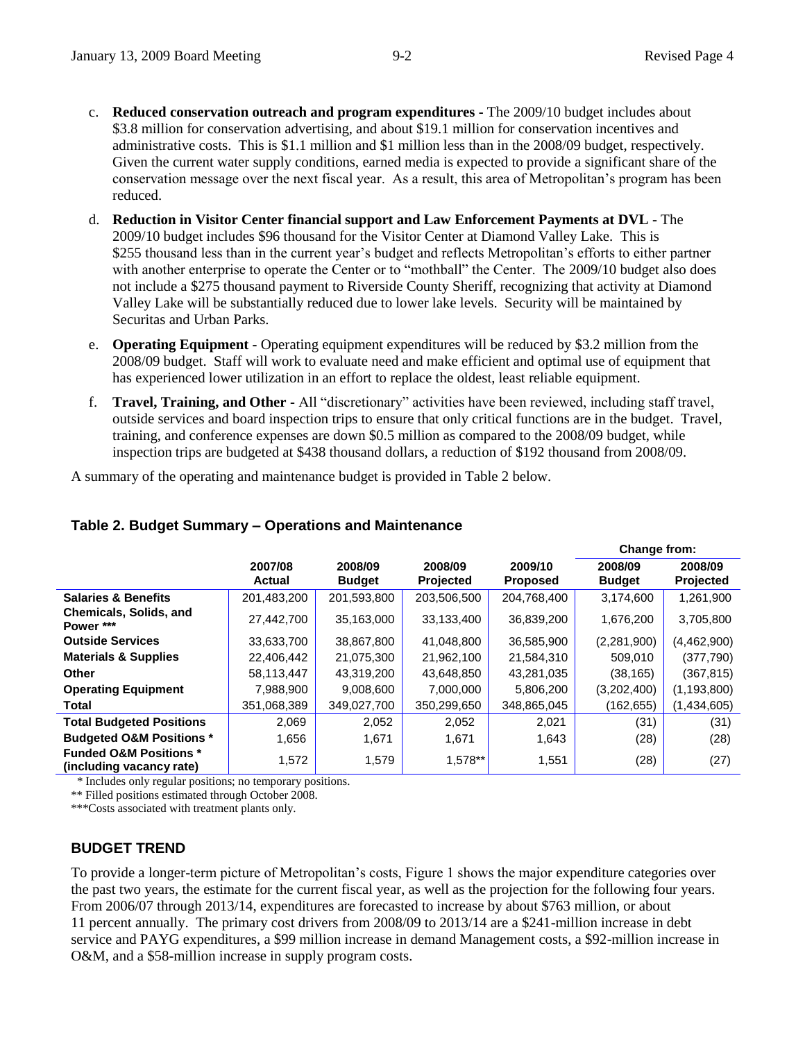c. **Reduced conservation outreach and program expenditures -** The 2009/10 budget includes about $3.8 million for conservation advertising, and about $19.1 million for conservation incentives and administrative costs. This is $1.1 million and $1 million less than in the 2008/09 budget, respectively. Given the current water supply conditions, earned media is expected to provide a significant share of the conservation message over the next fiscal year. As a result, this area of Metropolitan's program has been reduced.

d. **Reduction in Visitor Center financial support and Law Enforcement Payments at DVL -** The 2009/10 budget includes $96 thousand for the Visitor Center at Diamond Valley Lake. This is $255 thousand less than in the current year's budget and reflects Metropolitan's efforts to either partner with another enterprise to operate the Center or to "mothball" the Center. The 2009/10 budget also does not include a $275 thousand payment to Riverside County Sheriff, recognizing that activity at Diamond Valley Lake will be substantially reduced due to lower lake levels. Security will be maintained by Securitas and Urban Parks.

e. **Operating Equipment** - Operating equipment expenditures will be reduced by $3.2 million from the 2008/09 budget. Staff will work to evaluate need and make efficient and optimal use of equipment that has experienced lower utilization in an effort to replace the oldest, least reliable equipment.

f. **Travel, Training, and Other** - All "discretionary" activities have been reviewed, including staff travel, outside services and board inspection trips to ensure that only critical functions are in the budget. Travel, training, and conference expenses are down $0.5 million as compared to the 2008/09 budget, while inspection trips are budgeted at $438 thousand dollars, a reduction of $192 thousand from 2008/09.

A summary of the operating and maintenance budget is provided in Table 2 below.

### Table 2. Budget Summary – Operations and Maintenance

| | | | | | Change from: | |
|---|---|---|---|---|---|---|
| | 2007/08 Actual | 2008/09 Budget | 2008/09 Projected | 2009/10 Proposed | 2008/09 Budget | 2008/09 Projected |
| **Salaries & Benefits** | 201,483,200 | 201,593,800 | 203,506,500 | 204,768,400 | 3,174,600 | 1,261,900 |
| **Chemicals, Solids, and Power \*\*\*** | 27,442,700 | 35,163,000 | 33,133,400 | 36,839,200 | 1,676,200 | 3,705,800 |
| **Outside Services** | 33,633,700 | 38,867,800 | 41,048,800 | 36,585,900 | (2,281,900) | (4,462,900) |
| **Materials & Supplies** | 22,406,442 | 21,075,300 | 21,962,100 | 21,584,310 | 509,010 | (377,790) |
| **Other** | 58,113,447 | 43,319,200 | 43,648,850 | 43,281,035 | (38,165) | (367,815) |
| **Operating Equipment** | 7,988,900 | 9,008,600 | 7,000,000 | 5,806,200 | (3,202,400) | (1,193,800) |
| **Total** | 351,068,389 | 349,027,700 | 350,299,650 | 348,865,045 | (162,655) | (1,434,605) |
| **Total Budgeted Positions** | 2,069 | 2,052 | 2,052 | 2,021 | (31) | (31) |
| **Budgeted O&M Positions \*** | 1,656 | 1,671 | 1,671 | 1,643 | (28) | (28) |
| **Funded O&M Positions \* (including vacancy rate)** | 1,572 | 1,579 | 1,578\*\* | 1,551 | (28) | (27) |

\* Includes only regular positions; no temporary positions.

\*\* Filled positions estimated through October 2008.

\*\*\*Costs associated with treatment plants only.

## BUDGET TREND

To provide a longer-term picture of Metropolitan's costs, Figure 1 shows the major expenditure categories over the past two years, the estimate for the current fiscal year, as well as the projection for the following four years. From 2006/07 through 2013/14, expenditures are forecasted to increase by about $763 million, or about 11 percent annually. The primary cost drivers from 2008/09 to 2013/14 are a $241-million increase in debt service and PAYG expenditures, a $99 million increase in demand Management costs, a $92-million increase in O&M, and a $58-million increase in supply program costs.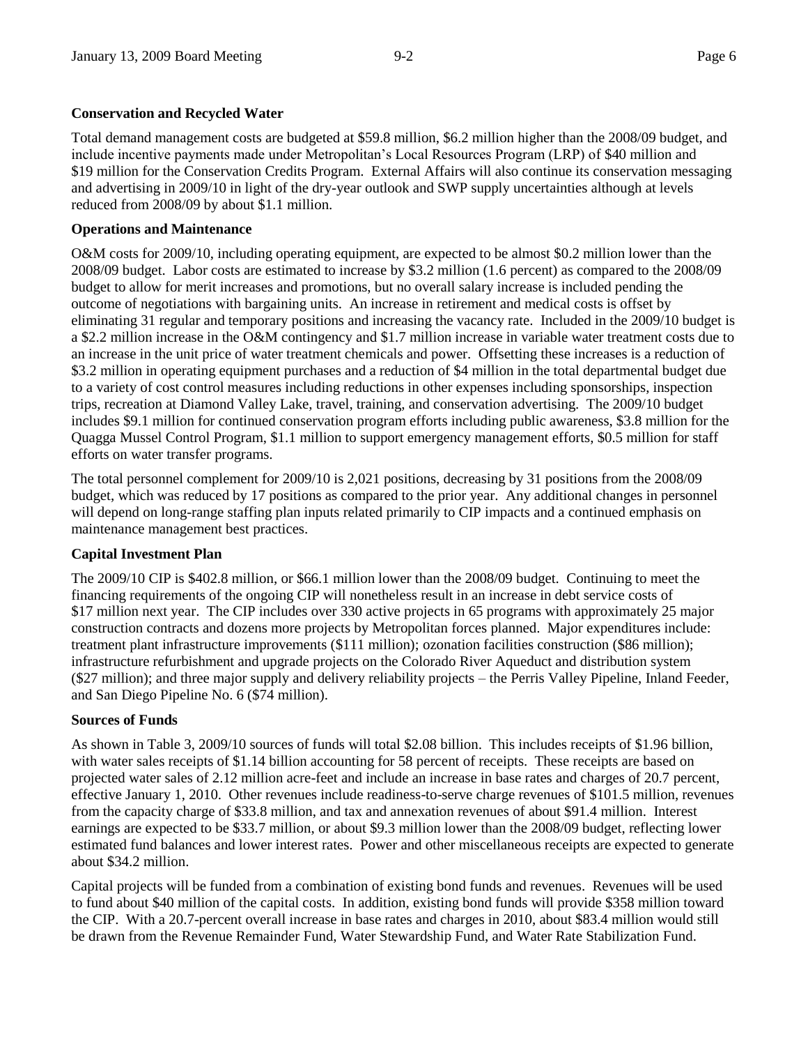**Conservation and Recycled Water**

Total demand management costs are budgeted at $59.8 million, $6.2 million higher than the 2008/09 budget, and include incentive payments made under Metropolitan's Local Resources Program (LRP) of $40 million and $19 million for the Conservation Credits Program. External Affairs will also continue its conservation messaging and advertising in 2009/10 in light of the dry-year outlook and SWP supply uncertainties although at levels reduced from 2008/09 by about $1.1 million.

**Operations and Maintenance**

O&M costs for 2009/10, including operating equipment, are expected to be almost $0.2 million lower than the 2008/09 budget. Labor costs are estimated to increase by $3.2 million (1.6 percent) as compared to the 2008/09 budget to allow for merit increases and promotions, but no overall salary increase is included pending the outcome of negotiations with bargaining units. An increase in retirement and medical costs is offset by eliminating 31 regular and temporary positions and increasing the vacancy rate. Included in the 2009/10 budget is a $2.2 million increase in the O&M contingency and $1.7 million increase in variable water treatment costs due to an increase in the unit price of water treatment chemicals and power. Offsetting these increases is a reduction of $3.2 million in operating equipment purchases and a reduction of $4 million in the total departmental budget due to a variety of cost control measures including reductions in other expenses including sponsorships, inspection trips, recreation at Diamond Valley Lake, travel, training, and conservation advertising. The 2009/10 budget includes $9.1 million for continued conservation program efforts including public awareness, $3.8 million for the Quagga Mussel Control Program, $1.1 million to support emergency management efforts, $0.5 million for staff efforts on water transfer programs.

The total personnel complement for 2009/10 is 2,021 positions, decreasing by 31 positions from the 2008/09 budget, which was reduced by 17 positions as compared to the prior year. Any additional changes in personnel will depend on long-range staffing plan inputs related primarily to CIP impacts and a continued emphasis on maintenance management best practices.

**Capital Investment Plan**

The 2009/10 CIP is $402.8 million, or $66.1 million lower than the 2008/09 budget. Continuing to meet the financing requirements of the ongoing CIP will nonetheless result in an increase in debt service costs of $17 million next year. The CIP includes over 330 active projects in 65 programs with approximately 25 major construction contracts and dozens more projects by Metropolitan forces planned. Major expenditures include: treatment plant infrastructure improvements ($111 million); ozonation facilities construction ($86 million); infrastructure refurbishment and upgrade projects on the Colorado River Aqueduct and distribution system ($27 million); and three major supply and delivery reliability projects – the Perris Valley Pipeline, Inland Feeder, and San Diego Pipeline No. 6 ($74 million).

**Sources of Funds**

As shown in Table 3, 2009/10 sources of funds will total $2.08 billion. This includes receipts of $1.96 billion, with water sales receipts of $1.14 billion accounting for 58 percent of receipts. These receipts are based on projected water sales of 2.12 million acre-feet and include an increase in base rates and charges of 20.7 percent, effective January 1, 2010. Other revenues include readiness-to-serve charge revenues of $101.5 million, revenues from the capacity charge of $33.8 million, and tax and annexation revenues of about $91.4 million. Interest earnings are expected to be $33.7 million, or about $9.3 million lower than the 2008/09 budget, reflecting lower estimated fund balances and lower interest rates. Power and other miscellaneous receipts are expected to generate about $34.2 million.

Capital projects will be funded from a combination of existing bond funds and revenues. Revenues will be used to fund about $40 million of the capital costs. In addition, existing bond funds will provide $358 million toward the CIP. With a 20.7-percent overall increase in base rates and charges in 2010, about $83.4 million would still be drawn from the Revenue Remainder Fund, Water Stewardship Fund, and Water Rate Stabilization Fund.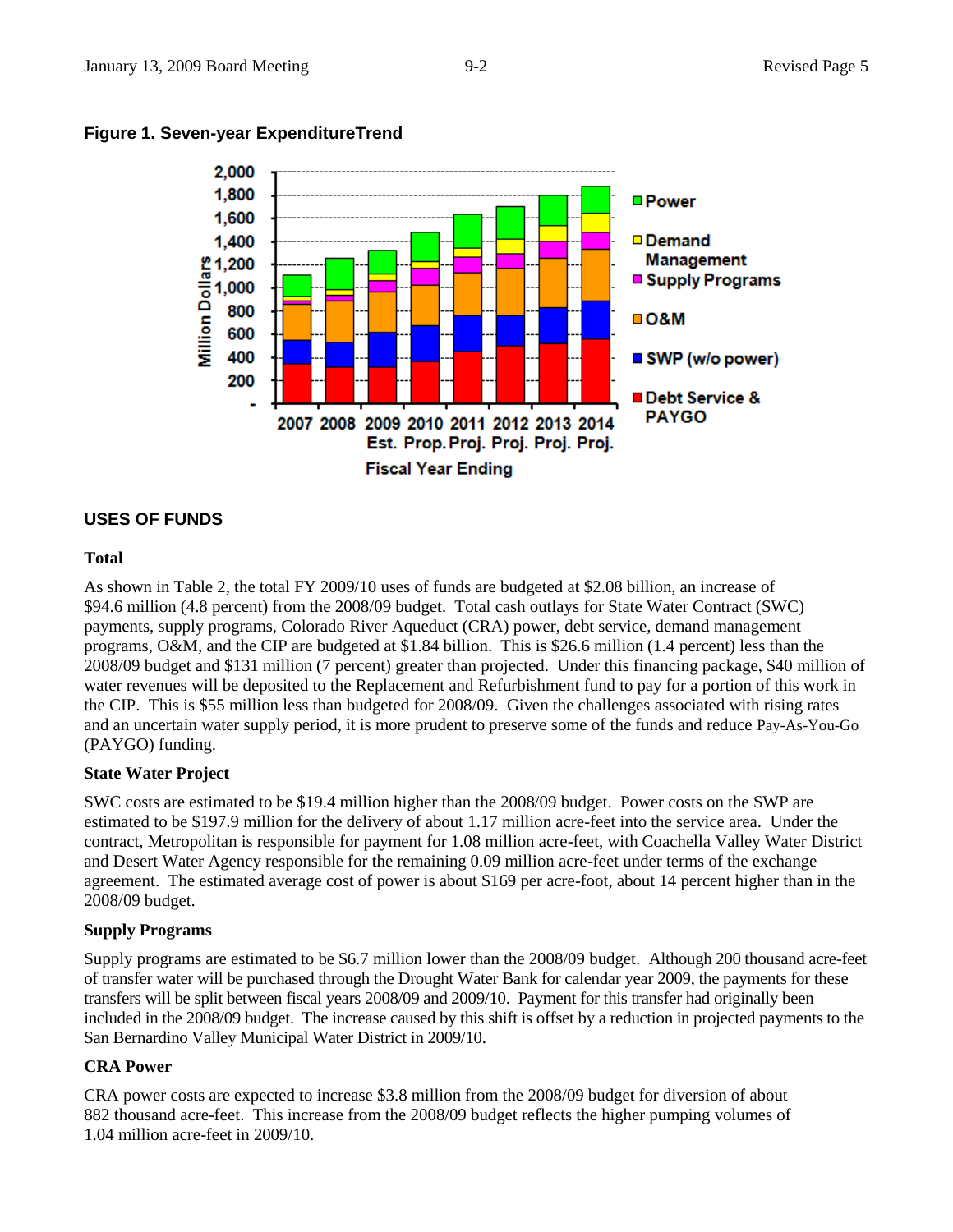**Figure 1. Seven-year ExpenditureTrend**

## USES OF FUNDS

### Total

As shown in Table 2, the total FY 2009/10 uses of funds are budgeted at $2.08 billion, an increase of $94.6 million (4.8 percent) from the 2008/09 budget. Total cash outlays for State Water Contract (SWC) payments, supply programs, Colorado River Aqueduct (CRA) power, debt service, demand management programs, O&M, and the CIP are budgeted at $1.84 billion. This is $26.6 million (1.4 percent) less than the 2008/09 budget and $131 million (7 percent) greater than projected. Under this financing package, $40 million of water revenues will be deposited to the Replacement and Refurbishment fund to pay for a portion of this work in the CIP. This is $55 million less than budgeted for 2008/09. Given the challenges associated with rising rates and an uncertain water supply period, it is more prudent to preserve some of the funds and reduce Pay-As-You-Go (PAYGO) funding.

### State Water Project

SWC costs are estimated to be $19.4 million higher than the 2008/09 budget. Power costs on the SWP are estimated to be $197.9 million for the delivery of about 1.17 million acre-feet into the service area. Under the contract, Metropolitan is responsible for payment for 1.08 million acre-feet, with Coachella Valley Water District and Desert Water Agency responsible for the remaining 0.09 million acre-feet under terms of the exchange agreement. The estimated average cost of power is about $169 per acre-foot, about 14 percent higher than in the 2008/09 budget.

### Supply Programs

Supply programs are estimated to be $6.7 million lower than the 2008/09 budget. Although 200 thousand acre-feet of transfer water will be purchased through the Drought Water Bank for calendar year 2009, the payments for these transfers will be split between fiscal years 2008/09 and 2009/10. Payment for this transfer had originally been included in the 2008/09 budget. The increase caused by this shift is offset by a reduction in projected payments to the San Bernardino Valley Municipal Water District in 2009/10.

### CRA Power

CRA power costs are expected to increase $3.8 million from the 2008/09 budget for diversion of about 882 thousand acre-feet. This increase from the 2008/09 budget reflects the higher pumping volumes of 1.04 million acre-feet in 2009/10.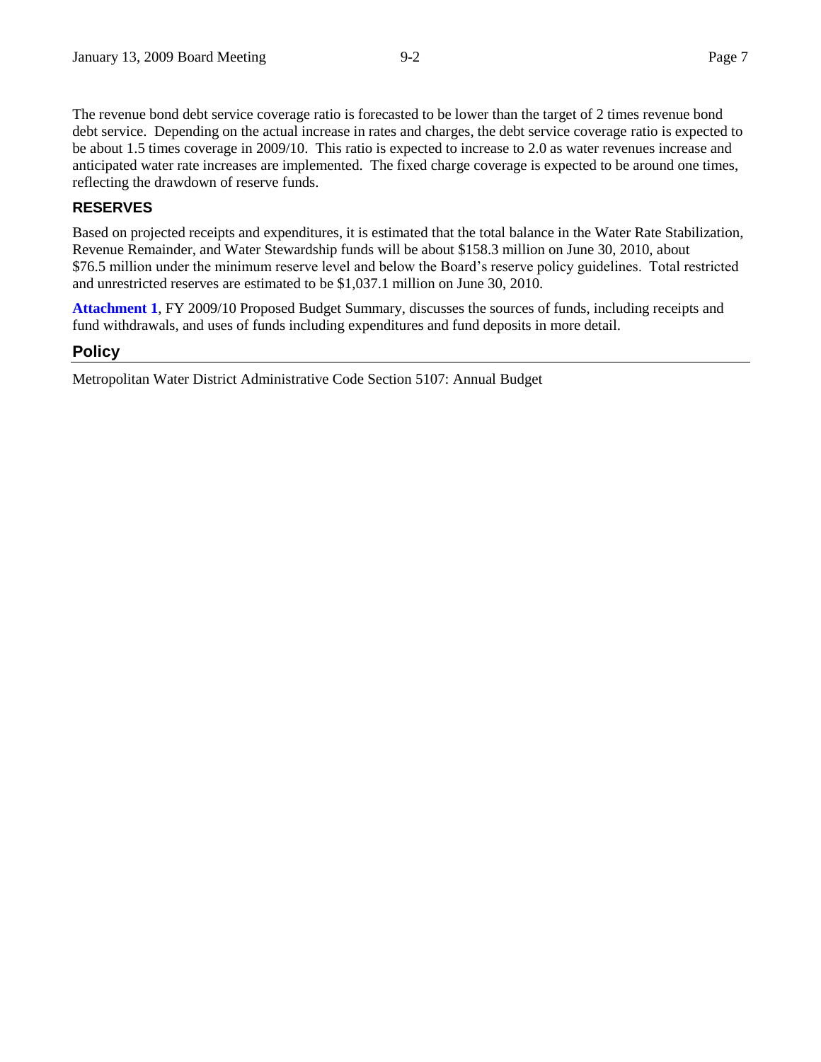The revenue bond debt service coverage ratio is forecasted to be lower than the target of 2 times revenue bond debt service. Depending on the actual increase in rates and charges, the debt service coverage ratio is expected to be about 1.5 times coverage in 2009/10. This ratio is expected to increase to 2.0 as water revenues increase and anticipated water rate increases are implemented. The fixed charge coverage is expected to be around one times, reflecting the drawdown of reserve funds.

### RESERVES

Based on projected receipts and expenditures, it is estimated that the total balance in the Water Rate Stabilization, Revenue Remainder, and Water Stewardship funds will be about $158.3 million on June 30, 2010, about $76.5 million under the minimum reserve level and below the Board's reserve policy guidelines. Total restricted and unrestricted reserves are estimated to be $1,037.1 million on June 30, 2010.

**Attachment 1**, FY 2009/10 Proposed Budget Summary, discusses the sources of funds, including receipts and fund withdrawals, and uses of funds including expenditures and fund deposits in more detail.

## Policy

Metropolitan Water District Administrative Code Section 5107: Annual Budget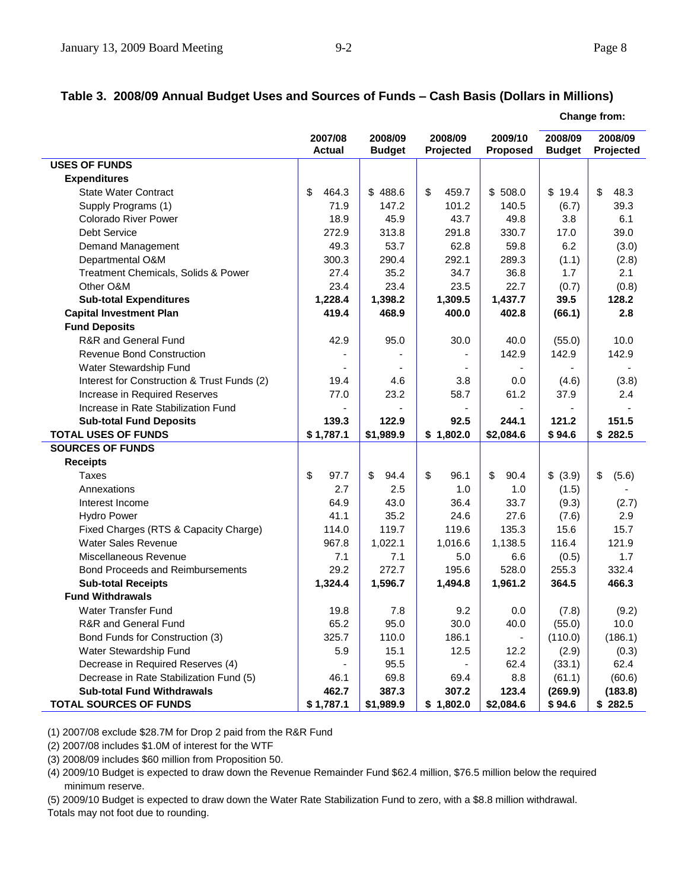**Table 3. 2008/09 Annual Budget Uses and Sources of Funds – Cash Basis (Dollars in Millions)**

| | 2007/08 Actual | 2008/09 Budget | 2008/09 Projected | 2009/10 Proposed | Change from: 2008/09 Budget | Change from: 2008/09 Projected |
|---|---|---|---|---|---|---|
| **USES OF FUNDS** | | | | | | |
| **Expenditures** | | | | | | |
| State Water Contract | $ 464.3 | $ 488.6 | $ 459.7 | $ 508.0 | $ 19.4 | $ 48.3 |
| Supply Programs (1) | 71.9 | 147.2 | 101.2 | 140.5 | (6.7) | 39.3 |
| Colorado River Power | 18.9 | 45.9 | 43.7 | 49.8 | 3.8 | 6.1 |
| Debt Service | 272.9 | 313.8 | 291.8 | 330.7 | 17.0 | 39.0 |
| Demand Management | 49.3 | 53.7 | 62.8 | 59.8 | 6.2 | (3.0) |
| Departmental O&M | 300.3 | 290.4 | 292.1 | 289.3 | (1.1) | (2.8) |
| Treatment Chemicals, Solids & Power | 27.4 | 35.2 | 34.7 | 36.8 | 1.7 | 2.1 |
| Other O&M | 23.4 | 23.4 | 23.5 | 22.7 | (0.7) | (0.8) |
| **Sub-total Expenditures** | **1,228.4** | **1,398.2** | **1,309.5** | **1,437.7** | **39.5** | **128.2** |
| **Capital Investment Plan** | **419.4** | **468.9** | **400.0** | **402.8** | **(66.1)** | **2.8** |
| **Fund Deposits** | | | | | | |
| R&R and General Fund | 42.9 | 95.0 | 30.0 | 40.0 | (55.0) | 10.0 |
| Revenue Bond Construction | - | - | - | 142.9 | 142.9 | 142.9 |
| Water Stewardship Fund | - | - | - | - | - | - |
| Interest for Construction & Trust Funds (2) | 19.4 | 4.6 | 3.8 | 0.0 | (4.6) | (3.8) |
| Increase in Required Reserves | 77.0 | 23.2 | 58.7 | 61.2 | 37.9 | 2.4 |
| Increase in Rate Stabilization Fund | - | - | - | - | - | - |
| **Sub-total Fund Deposits** | **139.3** | **122.9** | **92.5** | **244.1** | **121.2** | **151.5** |
| **TOTAL USES OF FUNDS** | **$ 1,787.1** | **$1,989.9** | **$ 1,802.0** | **$2,084.6** | **$ 94.6** | **$ 282.5** |
| **SOURCES OF FUNDS** | | | | | | |
| **Receipts** | | | | | | |
| Taxes | $ 97.7 | $ 94.4 | $ 96.1 | $ 90.4 | $ (3.9) | $ (5.6) |
| Annexations | 2.7 | 2.5 | 1.0 | 1.0 | (1.5) | - |
| Interest Income | 64.9 | 43.0 | 36.4 | 33.7 | (9.3) | (2.7) |
| Hydro Power | 41.1 | 35.2 | 24.6 | 27.6 | (7.6) | 2.9 |
| Fixed Charges (RTS & Capacity Charge) | 114.0 | 119.7 | 119.6 | 135.3 | 15.6 | 15.7 |
| Water Sales Revenue | 967.8 | 1,022.1 | 1,016.6 | 1,138.5 | 116.4 | 121.9 |
| Miscellaneous Revenue | 7.1 | 7.1 | 5.0 | 6.6 | (0.5) | 1.7 |
| Bond Proceeds and Reimbursements | 29.2 | 272.7 | 195.6 | 528.0 | 255.3 | 332.4 |
| **Sub-total Receipts** | **1,324.4** | **1,596.7** | **1,494.8** | **1,961.2** | **364.5** | **466.3** |
| **Fund Withdrawals** | | | | | | |
| Water Transfer Fund | 19.8 | 7.8 | 9.2 | 0.0 | (7.8) | (9.2) |
| R&R and General Fund | 65.2 | 95.0 | 30.0 | 40.0 | (55.0) | 10.0 |
| Bond Funds for Construction (3) | 325.7 | 110.0 | 186.1 | - | (110.0) | (186.1) |
| Water Stewardship Fund | 5.9 | 15.1 | 12.5 | 12.2 | (2.9) | (0.3) |
| Decrease in Required Reserves (4) | - | 95.5 | - | 62.4 | (33.1) | 62.4 |
| Decrease in Rate Stabilization Fund (5) | 46.1 | 69.8 | 69.4 | 8.8 | (61.1) | (60.6) |
| **Sub-total Fund Withdrawals** | **462.7** | **387.3** | **307.2** | **123.4** | **(269.9)** | **(183.8)** |
| **TOTAL SOURCES OF FUNDS** | **$ 1,787.1** | **$1,989.9** | **$ 1,802.0** | **$2,084.6** | **$ 94.6** | **$ 282.5** |

(1) 2007/08 exclude $28.7M for Drop 2 paid from the R&R Fund

(2) 2007/08 includes $1.0M of interest for the WTF

(3) 2008/09 includes $60 million from Proposition 50.

(4) 2009/10 Budget is expected to draw down the Revenue Remainder Fund $62.4 million, $76.5 million below the required minimum reserve.

(5) 2009/10 Budget is expected to draw down the Water Rate Stabilization Fund to zero, with a $8.8 million withdrawal.

Totals may not foot due to rounding.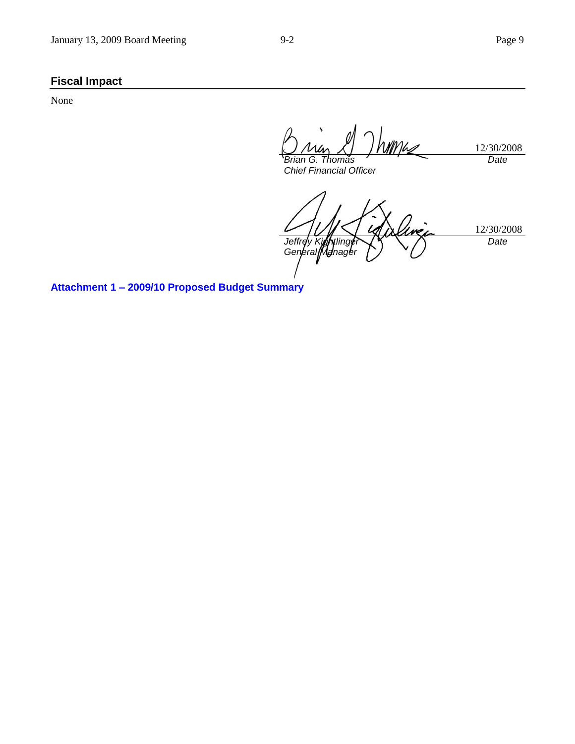## Fiscal Impact

None

| | |
|---|---|
| *Brian G. Thomas* | 12/30/2008 |
| *Chief Financial Officer* | *Date* |

| | |
|---|---|
| *Jeffrey Kightlinger* | 12/30/2008 |
| *General Manager* | *Date* |

**Attachment 1 – 2009/10 Proposed Budget Summary**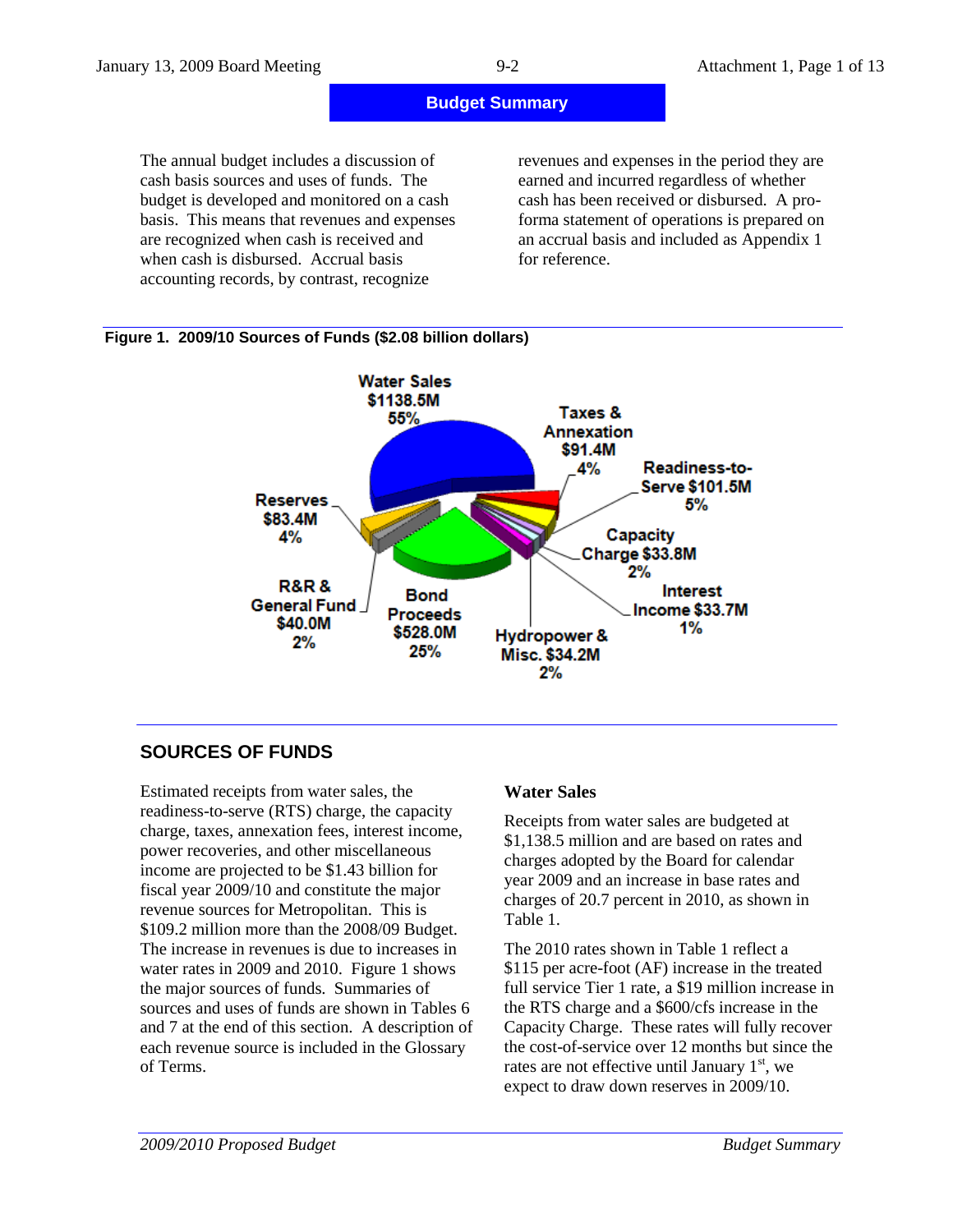## Budget Summary

The annual budget includes a discussion of cash basis sources and uses of funds. The budget is developed and monitored on a cash basis. This means that revenues and expenses are recognized when cash is received and when cash is disbursed. Accrual basis accounting records, by contrast, recognize revenues and expenses in the period they are earned and incurred regardless of whether cash has been received or disbursed. A pro-forma statement of operations is prepared on an accrual basis and included as Appendix 1 for reference.

**Figure 1. 2009/10 Sources of Funds ($2.08 billion dollars)**

Water Sales $1138.5M 55%

Taxes & Annexation $91.4M 4%

Readiness-to-Serve $101.5M 5%

Capacity Charge $33.8M 2%

Interest Income $33.7M 1%

Hydropower & Misc. $34.2M 2%

Bond Proceeds $528.0M 25%

R&R & General Fund $40.0M 2%

Reserves $83.4M 4%

## SOURCES OF FUNDS

Estimated receipts from water sales, the readiness-to-serve (RTS) charge, the capacity charge, taxes, annexation fees, interest income, power recoveries, and other miscellaneous income are projected to be $1.43 billion for fiscal year 2009/10 and constitute the major revenue sources for Metropolitan. This is $109.2 million more than the 2008/09 Budget. The increase in revenues is due to increases in water rates in 2009 and 2010. Figure 1 shows the major sources of funds. Summaries of sources and uses of funds are shown in Tables 6 and 7 at the end of this section. A description of each revenue source is included in the Glossary of Terms.

### Water Sales

Receipts from water sales are budgeted at $1,138.5 million and are based on rates and charges adopted by the Board for calendar year 2009 and an increase in base rates and charges of 20.7 percent in 2010, as shown in Table 1.

The 2010 rates shown in Table 1 reflect a $115 per acre-foot (AF) increase in the treated full service Tier 1 rate, a $19 million increase in the RTS charge and a $600/cfs increase in the Capacity Charge. These rates will fully recover the cost-of-service over 12 months but since the rates are not effective until January 1st, we expect to draw down reserves in 2009/10.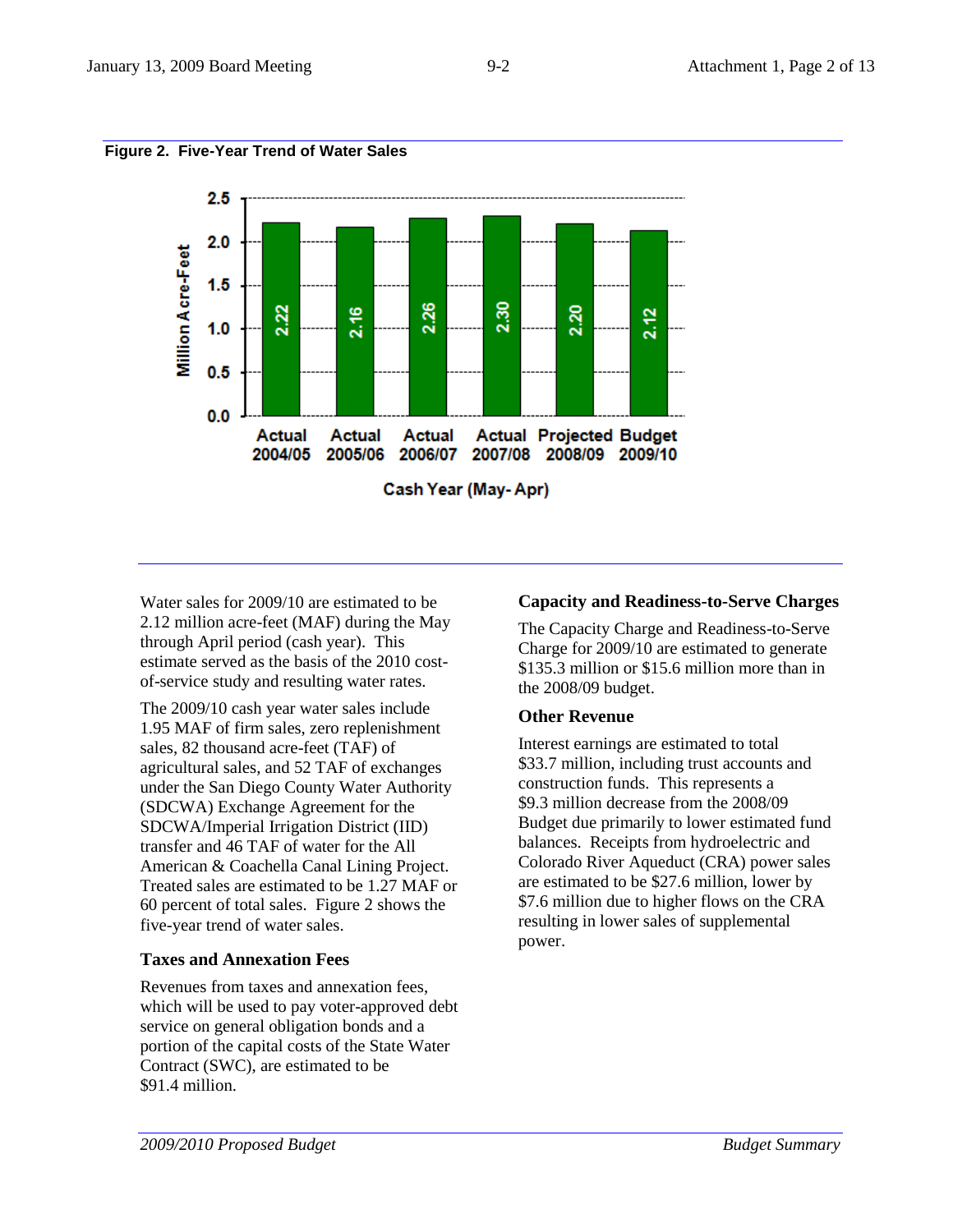**Figure 2. Five-Year Trend of Water Sales**

| Cash Year (May-Apr) | Million Acre-Feet |
| --- | --- |
| Actual 2004/05 | 2.22 |
| Actual 2005/06 | 2.16 |
| Actual 2006/07 | 2.26 |
| Actual 2007/08 | 2.30 |
| Projected 2008/09 | 2.20 |
| Budget 2009/10 | 2.12 |

Water sales for 2009/10 are estimated to be 2.12 million acre-feet (MAF) during the May through April period (cash year). This estimate served as the basis of the 2010 cost-of-service study and resulting water rates.

The 2009/10 cash year water sales include 1.95 MAF of firm sales, zero replenishment sales, 82 thousand acre-feet (TAF) of agricultural sales, and 52 TAF of exchanges under the San Diego County Water Authority (SDCWA) Exchange Agreement for the SDCWA/Imperial Irrigation District (IID) transfer and 46 TAF of water for the All American & Coachella Canal Lining Project. Treated sales are estimated to be 1.27 MAF or 60 percent of total sales. Figure 2 shows the five-year trend of water sales.

### Taxes and Annexation Fees

Revenues from taxes and annexation fees, which will be used to pay voter-approved debt service on general obligation bonds and a portion of the capital costs of the State Water Contract (SWC), are estimated to be $91.4 million.

### Capacity and Readiness-to-Serve Charges

The Capacity Charge and Readiness-to-Serve Charge for 2009/10 are estimated to generate $135.3 million or $15.6 million more than in the 2008/09 budget.

### Other Revenue

Interest earnings are estimated to total $33.7 million, including trust accounts and construction funds. This represents a $9.3 million decrease from the 2008/09 Budget due primarily to lower estimated fund balances. Receipts from hydroelectric and Colorado River Aqueduct (CRA) power sales are estimated to be $27.6 million, lower by $7.6 million due to higher flows on the CRA resulting in lower sales of supplemental power.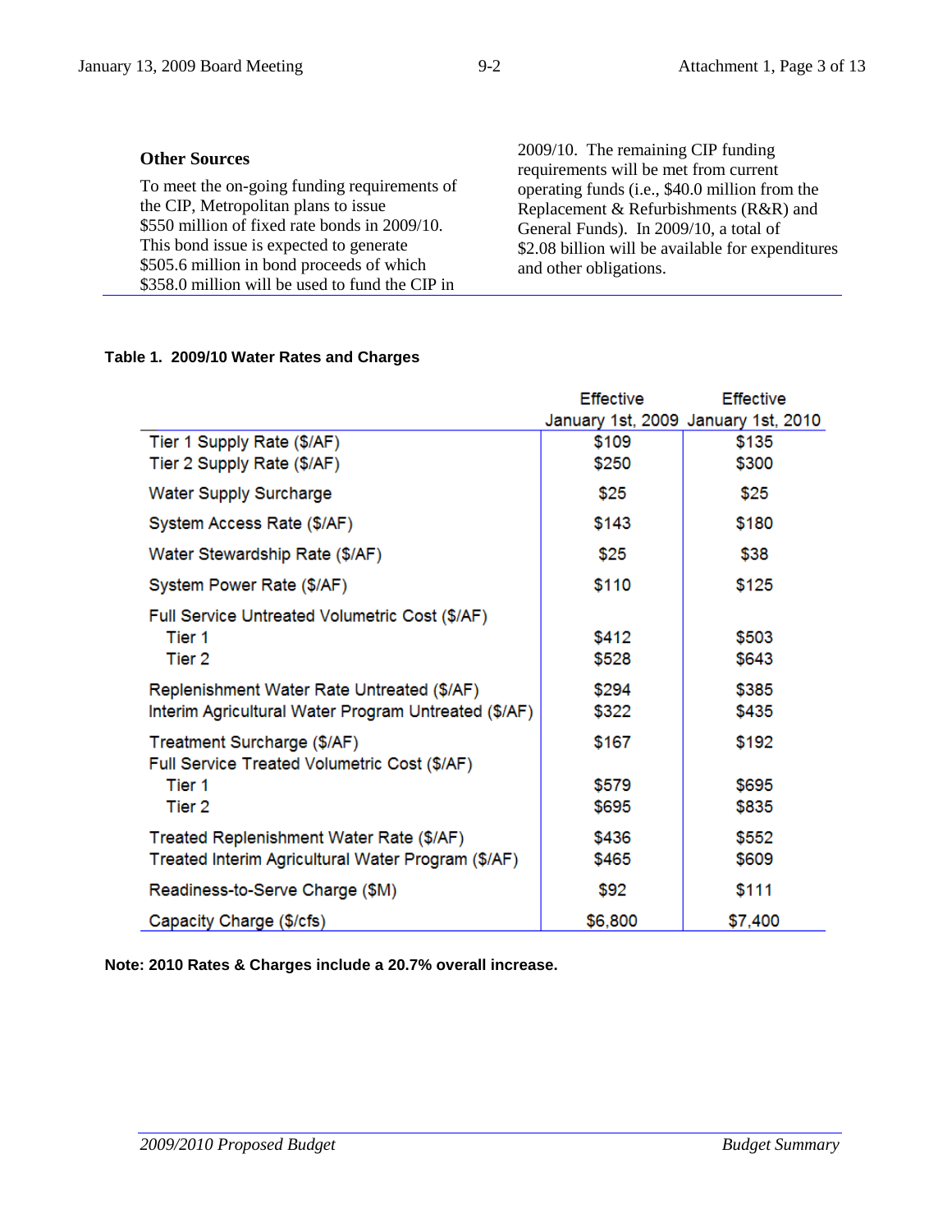### Other Sources

To meet the on-going funding requirements of the CIP, Metropolitan plans to issue $550 million of fixed rate bonds in 2009/10. This bond issue is expected to generate $505.6 million in bond proceeds of which $358.0 million will be used to fund the CIP in 2009/10. The remaining CIP funding requirements will be met from current operating funds (i.e., $40.0 million from the Replacement & Refurbishments (R&R) and General Funds). In 2009/10, a total of $2.08 billion will be available for expenditures and other obligations.

**Table 1. 2009/10 Water Rates and Charges**

| | Effective January 1st, 2009 | Effective January 1st, 2010 |
|---|---|---|
| Tier 1 Supply Rate ($/AF) | $109 | $135 |
| Tier 2 Supply Rate ($/AF) | $250 | $300 |
| Water Supply Surcharge | $25 | $25 |
| System Access Rate ($/AF) | $143 | $180 |
| Water Stewardship Rate ($/AF) | $25 | $38 |
| System Power Rate ($/AF) | $110 | $125 |
| Full Service Untreated Volumetric Cost ($/AF) | | |
| Tier 1 | $412 | $503 |
| Tier 2 | $528 | $643 |
| Replenishment Water Rate Untreated ($/AF) | $294 | $385 |
| Interim Agricultural Water Program Untreated ($/AF) | $322 | $435 |
| Treatment Surcharge ($/AF) | $167 | $192 |
| Full Service Treated Volumetric Cost ($/AF) | | |
| Tier 1 | $579 | $695 |
| Tier 2 | $695 | $835 |
| Treated Replenishment Water Rate ($/AF) | $436 | $552 |
| Treated Interim Agricultural Water Program ($/AF) | $465 | $609 |
| Readiness-to-Serve Charge ($M) | $92 | $111 |
| Capacity Charge ($/cfs) | $6,800 | $7,400 |

**Note: 2010 Rates & Charges include a 20.7% overall increase.**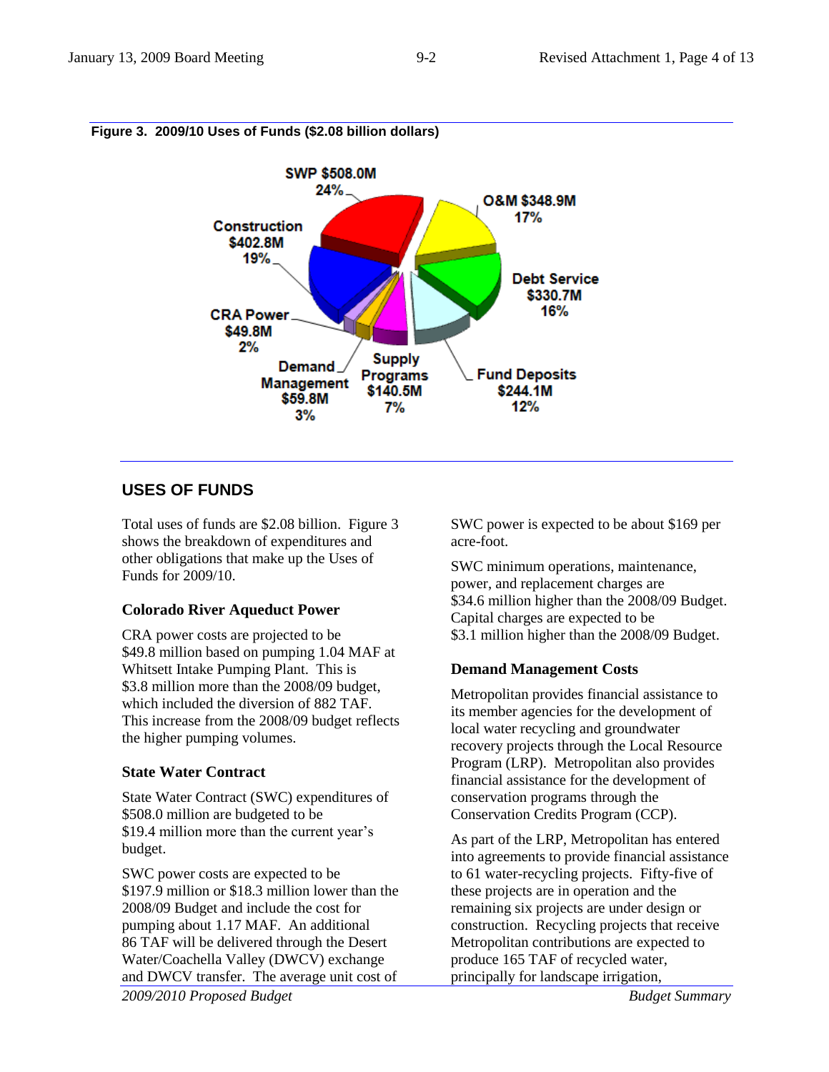**Figure 3. 2009/10 Uses of Funds ($2.08 billion dollars)**

SWP $508.0M 24%

O&M $348.9M 17%

Debt Service $330.7M 16%

Fund Deposits $244.1M 12%

Supply Programs $140.5M 7%

Demand Management $59.8M 3%

CRA Power $49.8M 2%

Construction $402.8M 19%

## USES OF FUNDS

Total uses of funds are $2.08 billion. Figure 3 shows the breakdown of expenditures and other obligations that make up the Uses of Funds for 2009/10.

### Colorado River Aqueduct Power

CRA power costs are projected to be $49.8 million based on pumping 1.04 MAF at Whitsett Intake Pumping Plant. This is $3.8 million more than the 2008/09 budget, which included the diversion of 882 TAF. This increase from the 2008/09 budget reflects the higher pumping volumes.

### State Water Contract

State Water Contract (SWC) expenditures of $508.0 million are budgeted to be $19.4 million more than the current year's budget.

SWC power costs are expected to be $197.9 million or $18.3 million lower than the 2008/09 Budget and include the cost for pumping about 1.17 MAF. An additional 86 TAF will be delivered through the Desert Water/Coachella Valley (DWCV) exchange and DWCV transfer. The average unit cost of SWC power is expected to be about $169 per acre-foot.

SWC minimum operations, maintenance, power, and replacement charges are $34.6 million higher than the 2008/09 Budget. Capital charges are expected to be $3.1 million higher than the 2008/09 Budget.

### Demand Management Costs

Metropolitan provides financial assistance to its member agencies for the development of local water recycling and groundwater recovery projects through the Local Resource Program (LRP). Metropolitan also provides financial assistance for the development of conservation programs through the Conservation Credits Program (CCP).

As part of the LRP, Metropolitan has entered into agreements to provide financial assistance to 61 water-recycling projects. Fifty-five of these projects are in operation and the remaining six projects are under design or construction. Recycling projects that receive Metropolitan contributions are expected to produce 165 TAF of recycled water, principally for landscape irrigation,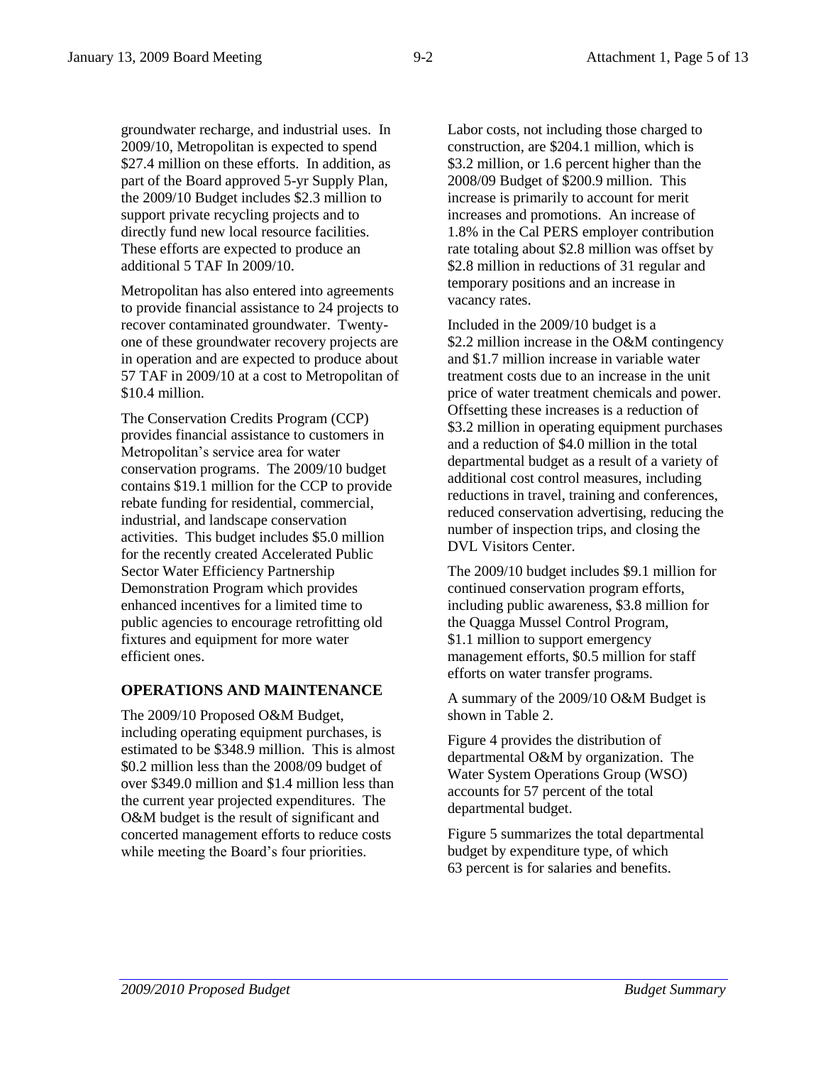groundwater recharge, and industrial uses. In 2009/10, Metropolitan is expected to spend $27.4 million on these efforts. In addition, as part of the Board approved 5-yr Supply Plan, the 2009/10 Budget includes $2.3 million to support private recycling projects and to directly fund new local resource facilities. These efforts are expected to produce an additional 5 TAF In 2009/10.

Metropolitan has also entered into agreements to provide financial assistance to 24 projects to recover contaminated groundwater. Twenty-one of these groundwater recovery projects are in operation and are expected to produce about 57 TAF in 2009/10 at a cost to Metropolitan of $10.4 million.

The Conservation Credits Program (CCP) provides financial assistance to customers in Metropolitan's service area for water conservation programs. The 2009/10 budget contains $19.1 million for the CCP to provide rebate funding for residential, commercial, industrial, and landscape conservation activities. This budget includes $5.0 million for the recently created Accelerated Public Sector Water Efficiency Partnership Demonstration Program which provides enhanced incentives for a limited time to public agencies to encourage retrofitting old fixtures and equipment for more water efficient ones.

## OPERATIONS AND MAINTENANCE

The 2009/10 Proposed O&M Budget, including operating equipment purchases, is estimated to be $348.9 million. This is almost $0.2 million less than the 2008/09 budget of over $349.0 million and $1.4 million less than the current year projected expenditures. The O&M budget is the result of significant and concerted management efforts to reduce costs while meeting the Board's four priorities.

Labor costs, not including those charged to construction, are $204.1 million, which is $3.2 million, or 1.6 percent higher than the 2008/09 Budget of $200.9 million. This increase is primarily to account for merit increases and promotions. An increase of 1.8% in the Cal PERS employer contribution rate totaling about $2.8 million was offset by $2.8 million in reductions of 31 regular and temporary positions and an increase in vacancy rates.

Included in the 2009/10 budget is a $2.2 million increase in the O&M contingency and $1.7 million increase in variable water treatment costs due to an increase in the unit price of water treatment chemicals and power. Offsetting these increases is a reduction of $3.2 million in operating equipment purchases and a reduction of $4.0 million in the total departmental budget as a result of a variety of additional cost control measures, including reductions in travel, training and conferences, reduced conservation advertising, reducing the number of inspection trips, and closing the DVL Visitors Center.

The 2009/10 budget includes $9.1 million for continued conservation program efforts, including public awareness, $3.8 million for the Quagga Mussel Control Program, $1.1 million to support emergency management efforts, $0.5 million for staff efforts on water transfer programs.

A summary of the 2009/10 O&M Budget is shown in Table 2.

Figure 4 provides the distribution of departmental O&M by organization. The Water System Operations Group (WSO) accounts for 57 percent of the total departmental budget.

Figure 5 summarizes the total departmental budget by expenditure type, of which 63 percent is for salaries and benefits.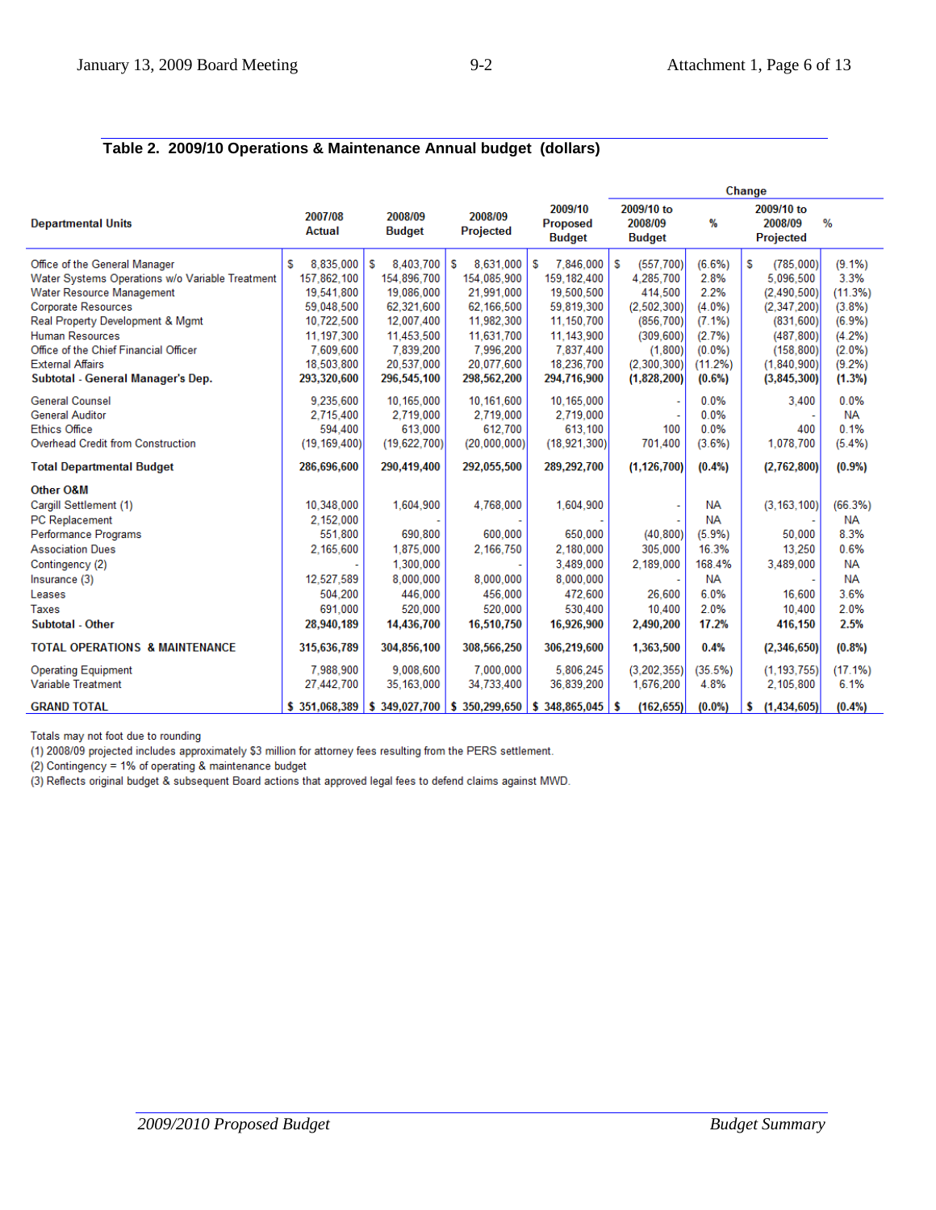## Table 2. 2009/10 Operations & Maintenance Annual budget (dollars)

| Departmental Units | 2007/08 Actual | 2008/09 Budget | 2008/09 Projected | 2009/10 Proposed Budget | Change: 2009/10 to 2008/09 Budget | % | 2009/10 to 2008/09 Projected | % |
|---|---|---|---|---|---|---|---|---|
| Office of the General Manager | $ 8,835,000 | $ 8,403,700 | $ 8,631,000 | $ 7,846,000 | $ (557,700) | (6.6%) | $ (785,000) | (9.1%) |
| Water Systems Operations w/o Variable Treatment | 157,862,100 | 154,896,700 | 154,085,900 | 159,182,400 | 4,285,700 | 2.8% | 5,096,500 | 3.3% |
| Water Resource Management | 19,541,800 | 19,086,000 | 21,991,000 | 19,500,500 | 414,500 | 2.2% | (2,490,500) | (11.3%) |
| Corporate Resources | 59,048,500 | 62,321,600 | 62,166,500 | 59,819,300 | (2,502,300) | (4.0%) | (2,347,200) | (3.8%) |
| Real Property Development & Mgmt | 10,722,500 | 12,007,400 | 11,982,300 | 11,150,700 | (856,700) | (7.1%) | (831,600) | (6.9%) |
| Human Resources | 11,197,300 | 11,453,500 | 11,631,700 | 11,143,900 | (309,600) | (2.7%) | (487,800) | (4.2%) |
| Office of the Chief Financial Officer | 7,609,600 | 7,839,200 | 7,996,200 | 7,837,400 | (1,800) | (0.0%) | (158,800) | (2.0%) |
| External Affairs | 18,503,800 | 20,537,000 | 20,077,600 | 18,236,700 | (2,300,300) | (11.2%) | (1,840,900) | (9.2%) |
| **Subtotal - General Manager's Dep.** | **293,320,600** | **296,545,100** | **298,562,200** | **294,716,900** | **(1,828,200)** | **(0.6%)** | **(3,845,300)** | **(1.3%)** |
| General Counsel | 9,235,600 | 10,165,000 | 10,161,600 | 10,165,000 | - | 0.0% | 3,400 | 0.0% |
| General Auditor | 2,715,400 | 2,719,000 | 2,719,000 | 2,719,000 | - | 0.0% | - | NA |
| Ethics Office | 594,400 | 613,000 | 612,700 | 613,100 | 100 | 0.0% | 400 | 0.1% |
| Overhead Credit from Construction | (19,169,400) | (19,622,700) | (20,000,000) | (18,921,300) | 701,400 | (3.6%) | 1,078,700 | (5.4%) |
| **Total Departmental Budget** | **286,696,600** | **290,419,400** | **292,055,500** | **289,292,700** | **(1,126,700)** | **(0.4%)** | **(2,762,800)** | **(0.9%)** |
| **Other O&M** | | | | | | | | |
| Cargill Settlement (1) | 10,348,000 | 1,604,900 | 4,768,000 | 1,604,900 | - | NA | (3,163,100) | (66.3%) |
| PC Replacement | 2,152,000 | - | - | - | - | NA | - | NA |
| Performance Programs | 551,800 | 690,800 | 600,000 | 650,000 | (40,800) | (5.9%) | 50,000 | 8.3% |
| Association Dues | 2,165,600 | 1,875,000 | 2,166,750 | 2,180,000 | 305,000 | 16.3% | 13,250 | 0.6% |
| Contingency (2) | - | 1,300,000 | - | 3,489,000 | 2,189,000 | 168.4% | 3,489,000 | NA |
| Insurance (3) | 12,527,589 | 8,000,000 | 8,000,000 | 8,000,000 | - | NA | - | NA |
| Leases | 504,200 | 446,000 | 456,000 | 472,600 | 26,600 | 6.0% | 16,600 | 3.6% |
| Taxes | 691,000 | 520,000 | 520,000 | 530,400 | 10,400 | 2.0% | 10,400 | 2.0% |
| **Subtotal - Other** | **28,940,189** | **14,436,700** | **16,510,750** | **16,926,900** | **2,490,200** | **17.2%** | **416,150** | **2.5%** |
| **TOTAL OPERATIONS & MAINTENANCE** | **315,636,789** | **304,856,100** | **308,566,250** | **306,219,600** | **1,363,500** | **0.4%** | **(2,346,650)** | **(0.8%)** |
| Operating Equipment | 7,988,900 | 9,008,600 | 7,000,000 | 5,806,245 | (3,202,355) | (35.5%) | (1,193,755) | (17.1%) |
| Variable Treatment | 27,442,700 | 35,163,000 | 34,733,400 | 36,839,200 | 1,676,200 | 4.8% | 2,105,800 | 6.1% |
| **GRAND TOTAL** | **$ 351,068,389** | **$ 349,027,700** | **$ 350,299,650** | **$ 348,865,045** | **$ (162,655)** | **(0.0%)** | **$ (1,434,605)** | **(0.4%)** |

Totals may not foot due to rounding

(1) 2008/09 projected includes approximately $3 million for attorney fees resulting from the PERS settlement.

(2) Contingency = 1% of operating & maintenance budget

(3) Reflects original budget & subsequent Board actions that approved legal fees to defend claims against MWD.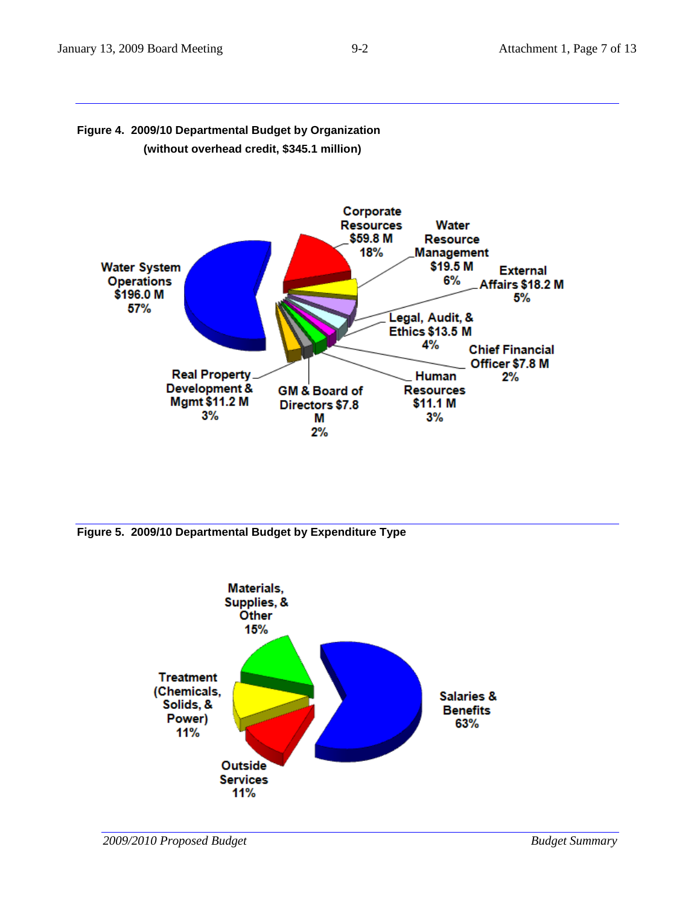**Figure 4. 2009/10 Departmental Budget by Organization (without overhead credit, $345.1 million)**

Water System Operations $196.0 M 57%

Corporate Resources $59.8 M 18%

Water Resource Management $19.5 M 6%

External Affairs $18.2 M 5%

Legal, Audit, & Ethics $13.5 M 4%

Chief Financial Officer $7.8 M 2%

Human Resources $11.1 M 3%

GM & Board of Directors $7.8 M 2%

Real Property Development & Mgmt $11.2 M 3%

**Figure 5. 2009/10 Departmental Budget by Expenditure Type**

Salaries & Benefits 63%

Materials, Supplies, & Other 15%

Treatment (Chemicals, Solids, & Power) 11%

Outside Services 11%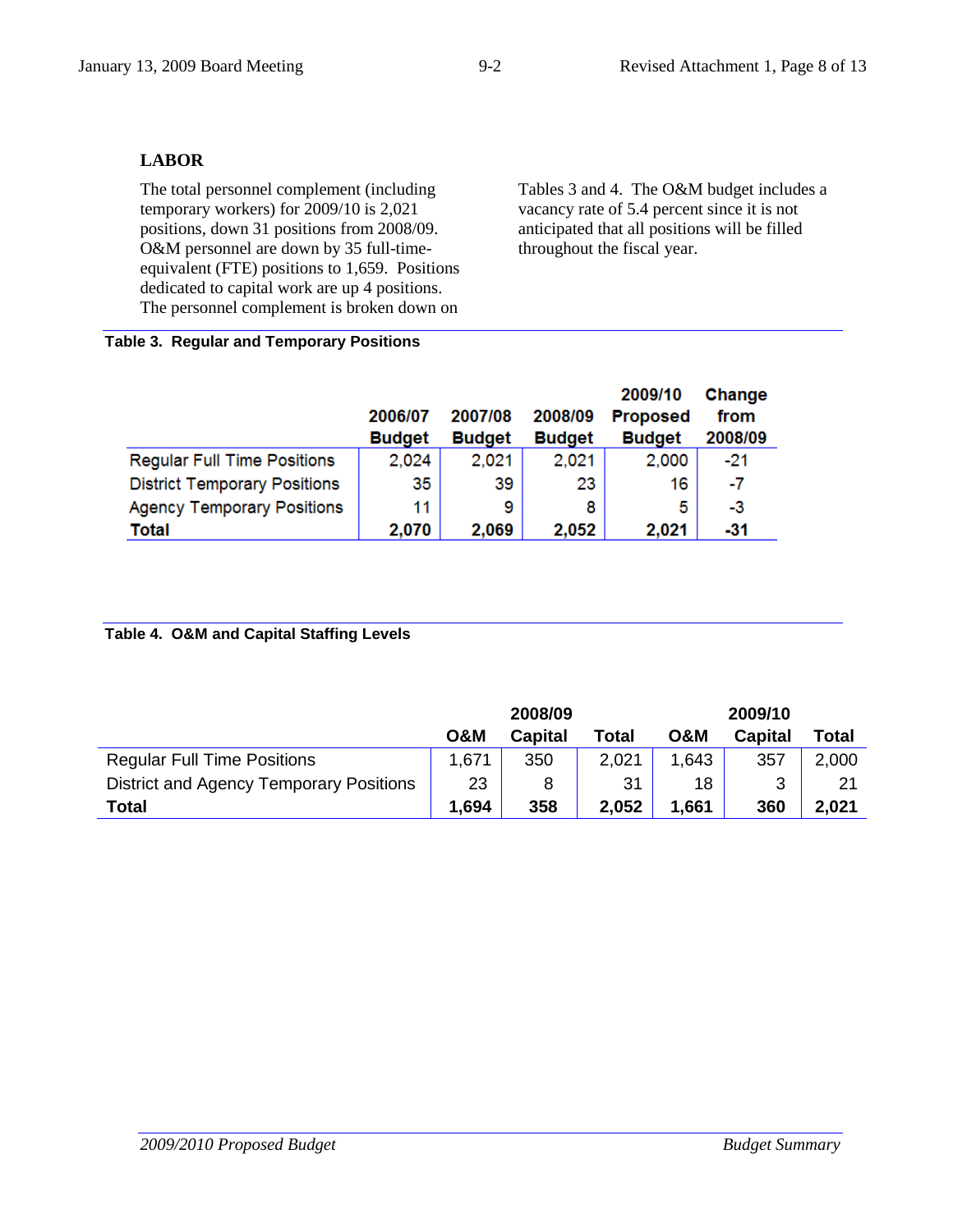## LABOR

The total personnel complement (including temporary workers) for 2009/10 is 2,021 positions, down 31 positions from 2008/09. O&M personnel are down by 35 full-time-equivalent (FTE) positions to 1,659. Positions dedicated to capital work are up 4 positions. The personnel complement is broken down on Tables 3 and 4. The O&M budget includes a vacancy rate of 5.4 percent since it is not anticipated that all positions will be filled throughout the fiscal year.

**Table 3. Regular and Temporary Positions**

| | 2006/07 Budget | 2007/08 Budget | 2008/09 Budget | 2009/10 Proposed Budget | Change from 2008/09 |
|---|---|---|---|---|---|
| Regular Full Time Positions | 2,024 | 2,021 | 2,021 | 2,000 | -21 |
| District Temporary Positions | 35 | 39 | 23 | 16 | -7 |
| Agency Temporary Positions | 11 | 9 | 8 | 5 | -3 |
| **Total** | **2,070** | **2,069** | **2,052** | **2,021** | **-31** |

**Table 4. O&M and Capital Staffing Levels**

| | 2008/09 | | | 2009/10 | | |
|---|---|---|---|---|---|---|
| | O&M | Capital | Total | O&M | Capital | Total |
| Regular Full Time Positions | 1,671 | 350 | 2,021 | 1,643 | 357 | 2,000 |
| District and Agency Temporary Positions | 23 | 8 | 31 | 18 | 3 | 21 |
| **Total** | **1,694** | **358** | **2,052** | **1,661** | **360** | **2,021** |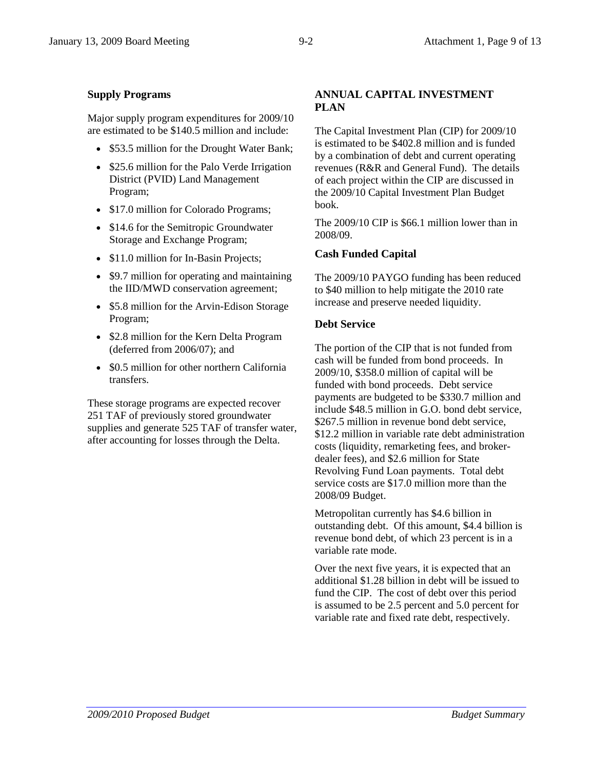### Supply Programs

Major supply program expenditures for 2009/10 are estimated to be $140.5 million and include:

- $53.5 million for the Drought Water Bank;
- $25.6 million for the Palo Verde Irrigation District (PVID) Land Management Program;
- $17.0 million for Colorado Programs;
- $14.6 for the Semitropic Groundwater Storage and Exchange Program;
- $11.0 million for In-Basin Projects;
- $9.7 million for operating and maintaining the IID/MWD conservation agreement;
- $5.8 million for the Arvin-Edison Storage Program;
- $2.8 million for the Kern Delta Program (deferred from 2006/07); and
- $0.5 million for other northern California transfers.

These storage programs are expected recover 251 TAF of previously stored groundwater supplies and generate 525 TAF of transfer water, after accounting for losses through the Delta.

## ANNUAL CAPITAL INVESTMENT PLAN

The Capital Investment Plan (CIP) for 2009/10 is estimated to be $402.8 million and is funded by a combination of debt and current operating revenues (R&R and General Fund). The details of each project within the CIP are discussed in the 2009/10 Capital Investment Plan Budget book.

The 2009/10 CIP is $66.1 million lower than in 2008/09.

### Cash Funded Capital

The 2009/10 PAYGO funding has been reduced to $40 million to help mitigate the 2010 rate increase and preserve needed liquidity.

### Debt Service

The portion of the CIP that is not funded from cash will be funded from bond proceeds. In 2009/10, $358.0 million of capital will be funded with bond proceeds. Debt service payments are budgeted to be $330.7 million and include $48.5 million in G.O. bond debt service, $267.5 million in revenue bond debt service, $12.2 million in variable rate debt administration costs (liquidity, remarketing fees, and broker-dealer fees), and $2.6 million for State Revolving Fund Loan payments. Total debt service costs are $17.0 million more than the 2008/09 Budget.

Metropolitan currently has $4.6 billion in outstanding debt. Of this amount, $4.4 billion is revenue bond debt, of which 23 percent is in a variable rate mode.

Over the next five years, it is expected that an additional $1.28 billion in debt will be issued to fund the CIP. The cost of debt over this period is assumed to be 2.5 percent and 5.0 percent for variable rate and fixed rate debt, respectively.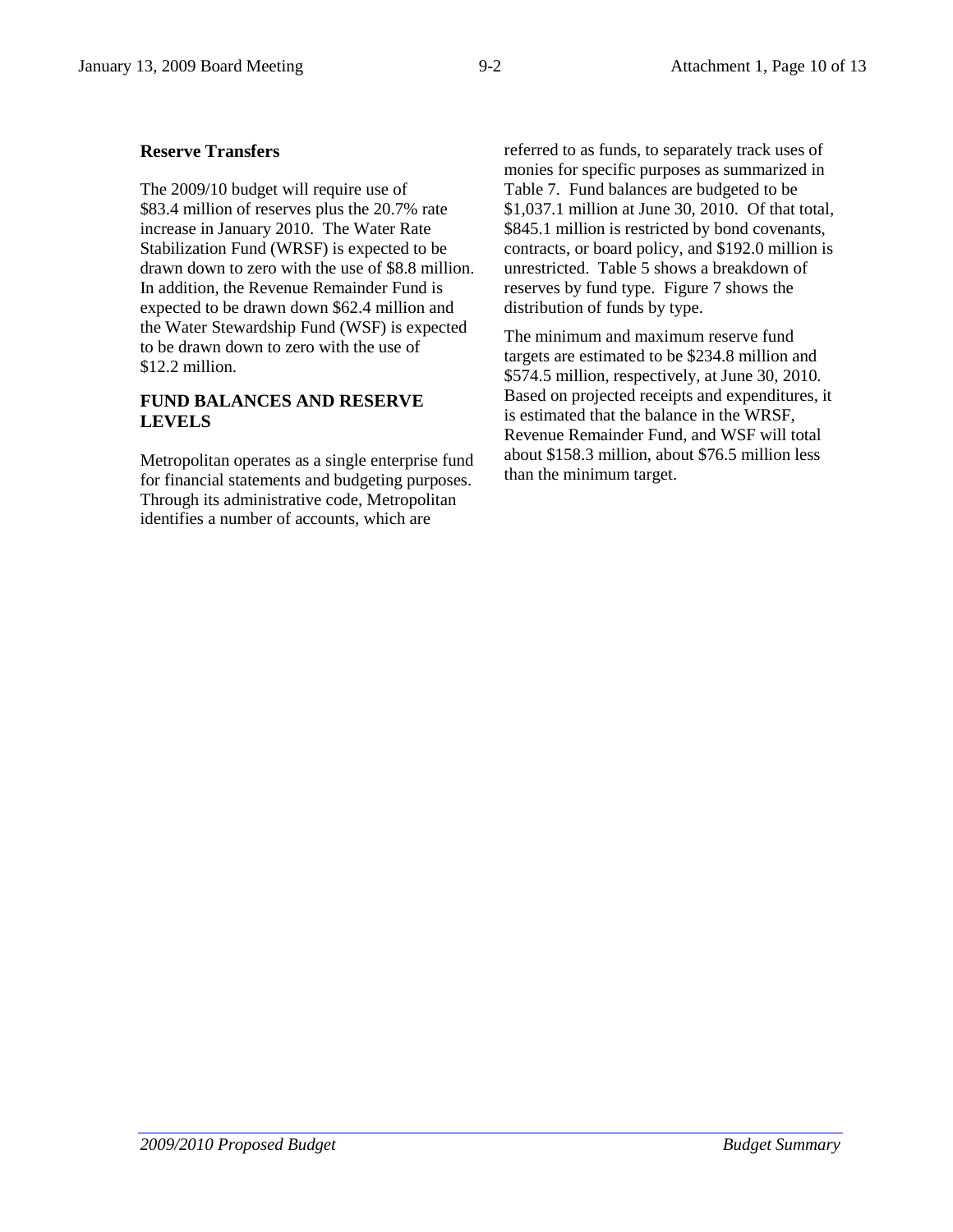## Reserve Transfers

The 2009/10 budget will require use of $83.4 million of reserves plus the 20.7% rate increase in January 2010. The Water Rate Stabilization Fund (WRSF) is expected to be drawn down to zero with the use of $8.8 million. In addition, the Revenue Remainder Fund is expected to be drawn down $62.4 million and the Water Stewardship Fund (WSF) is expected to be drawn down to zero with the use of $12.2 million.

## FUND BALANCES AND RESERVE LEVELS

Metropolitan operates as a single enterprise fund for financial statements and budgeting purposes. Through its administrative code, Metropolitan identifies a number of accounts, which are referred to as funds, to separately track uses of monies for specific purposes as summarized in Table 7. Fund balances are budgeted to be $1,037.1 million at June 30, 2010. Of that total, $845.1 million is restricted by bond covenants, contracts, or board policy, and $192.0 million is unrestricted. Table 5 shows a breakdown of reserves by fund type. Figure 7 shows the distribution of funds by type.

The minimum and maximum reserve fund targets are estimated to be $234.8 million and $574.5 million, respectively, at June 30, 2010. Based on projected receipts and expenditures, it is estimated that the balance in the WRSF, Revenue Remainder Fund, and WSF will total about $158.3 million, about $76.5 million less than the minimum target.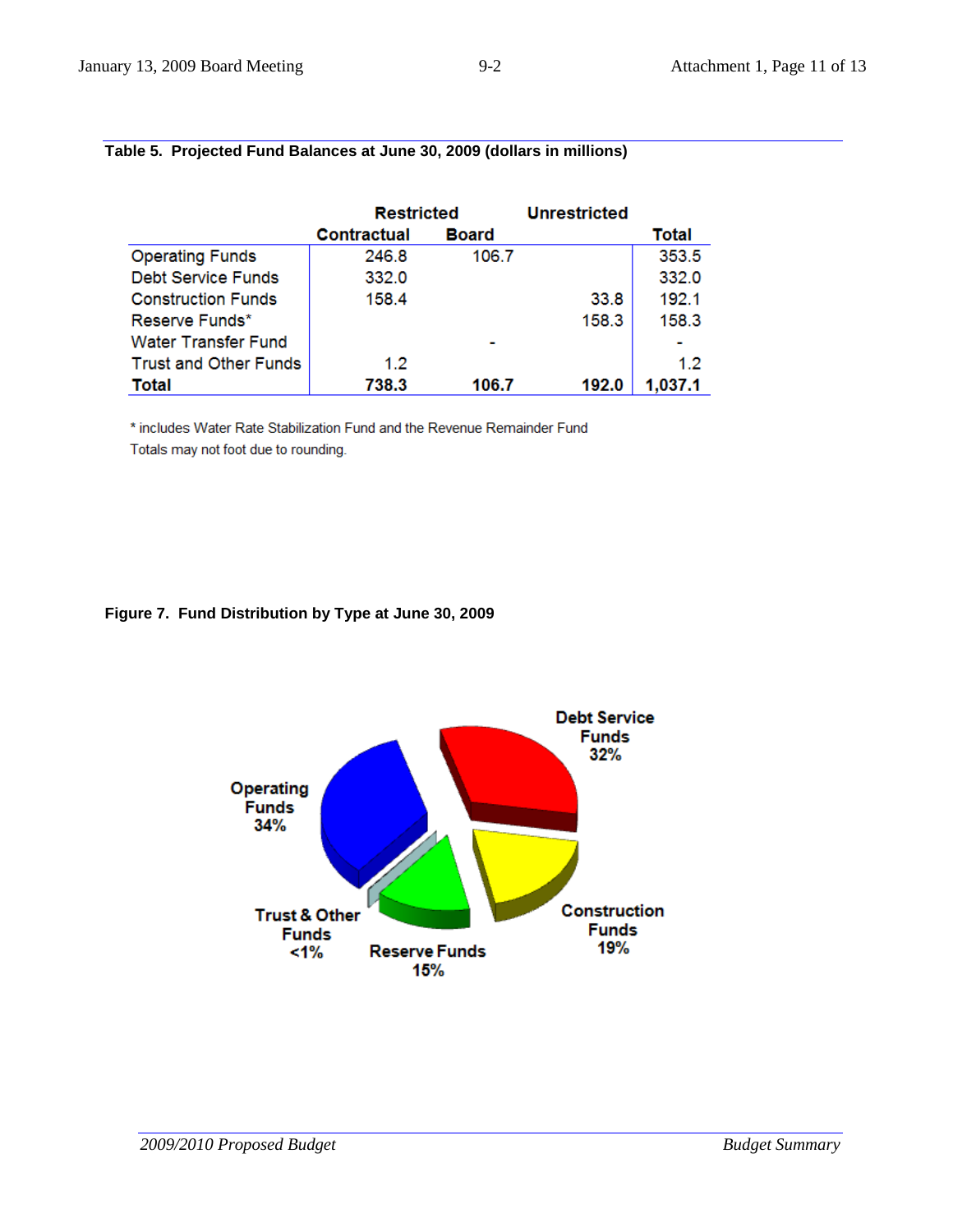**Table 5. Projected Fund Balances at June 30, 2009 (dollars in millions)**

| | Restricted | | Unrestricted | |
|---|---|---|---|---|
| | Contractual | Board | | Total |
| Operating Funds | 246.8 | 106.7 | | 353.5 |
| Debt Service Funds | 332.0 | | | 332.0 |
| Construction Funds | 158.4 | | 33.8 | 192.1 |
| Reserve Funds* | | | 158.3 | 158.3 |
| Water Transfer Fund | | - | | - |
| Trust and Other Funds | 1.2 | | | 1.2 |
| **Total** | **738.3** | **106.7** | **192.0** | **1,037.1** |

\* includes Water Rate Stabilization Fund and the Revenue Remainder Fund
Totals may not foot due to rounding.

**Figure 7. Fund Distribution by Type at June 30, 2009**

Operating Funds 34%
Debt Service Funds 32%
Construction Funds 19%
Reserve Funds 15%
Trust & Other Funds <1%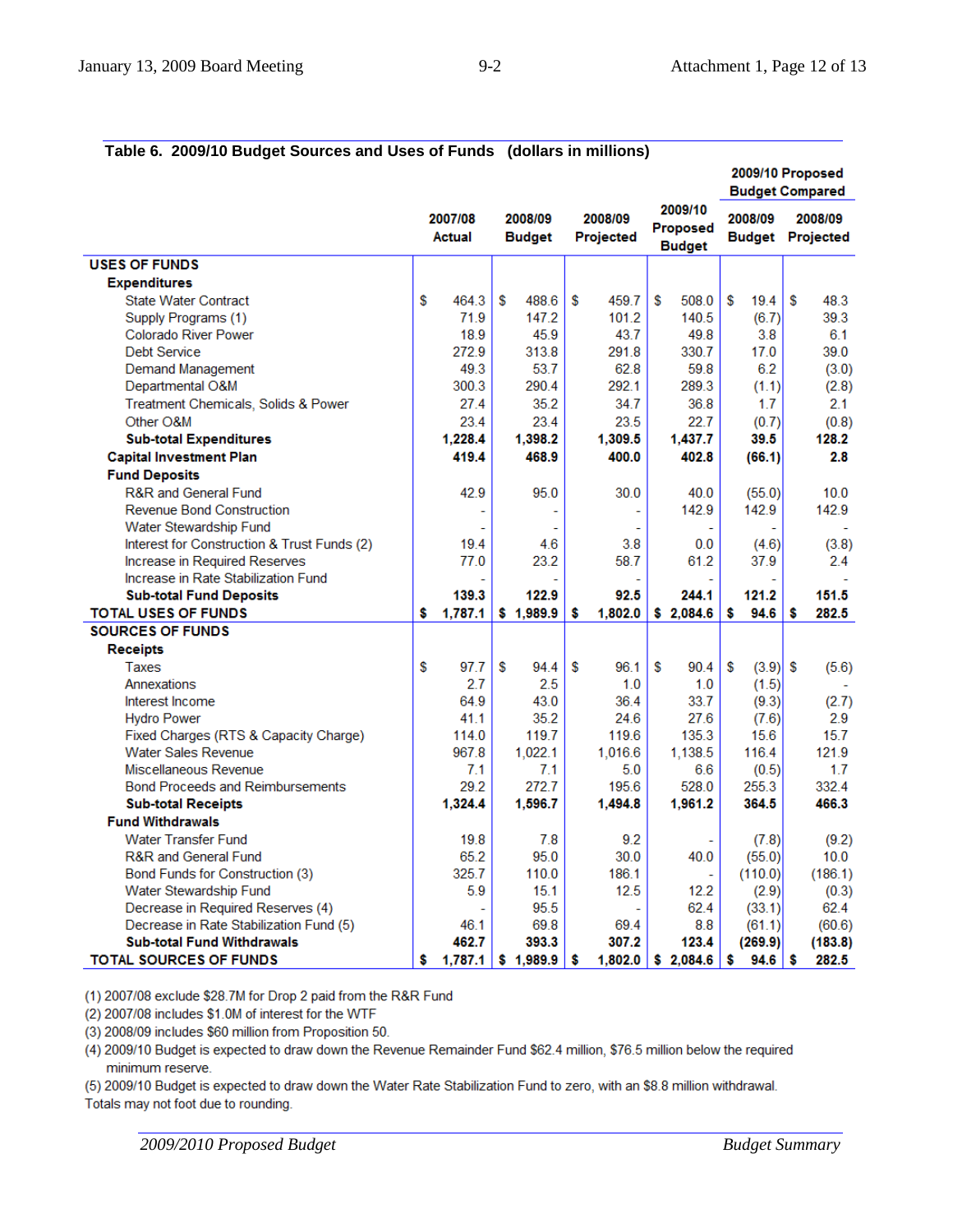**Table 6. 2009/10 Budget Sources and Uses of Funds (dollars in millions)**

| | 2007/08 Actual | 2008/09 Budget | 2008/09 Projected | 2009/10 Proposed Budget | 2009/10 Proposed Budget Compared 2008/09 Budget | 2008/09 Projected |
|---|---|---|---|---|---|---|
| **USES OF FUNDS** | | | | | | |
| **Expenditures** | | | | | | |
| State Water Contract | $ 464.3 | $ 488.6 | $ 459.7 | $ 508.0 | $ 19.4 | $ 48.3 |
| Supply Programs (1) | 71.9 | 147.2 | 101.2 | 140.5 | (6.7) | 39.3 |
| Colorado River Power | 18.9 | 45.9 | 43.7 | 49.8 | 3.8 | 6.1 |
| Debt Service | 272.9 | 313.8 | 291.8 | 330.7 | 17.0 | 39.0 |
| Demand Management | 49.3 | 53.7 | 62.8 | 59.8 | 6.2 | (3.0) |
| Departmental O&M | 300.3 | 290.4 | 292.1 | 289.3 | (1.1) | (2.8) |
| Treatment Chemicals, Solids & Power | 27.4 | 35.2 | 34.7 | 36.8 | 1.7 | 2.1 |
| Other O&M | 23.4 | 23.4 | 23.5 | 22.7 | (0.7) | (0.8) |
| **Sub-total Expenditures** | **1,228.4** | **1,398.2** | **1,309.5** | **1,437.7** | **39.5** | **128.2** |
| **Capital Investment Plan** | **419.4** | **468.9** | **400.0** | **402.8** | **(66.1)** | **2.8** |
| **Fund Deposits** | | | | | | |
| R&R and General Fund | 42.9 | 95.0 | 30.0 | 40.0 | (55.0) | 10.0 |
| Revenue Bond Construction | - | - | - | 142.9 | 142.9 | 142.9 |
| Water Stewardship Fund | - | - | - | - | - | - |
| Interest for Construction & Trust Funds (2) | 19.4 | 4.6 | 3.8 | 0.0 | (4.6) | (3.8) |
| Increase in Required Reserves | 77.0 | 23.2 | 58.7 | 61.2 | 37.9 | 2.4 |
| Increase in Rate Stabilization Fund | - | - | - | - | - | - |
| **Sub-total Fund Deposits** | **139.3** | **122.9** | **92.5** | **244.1** | **121.2** | **151.5** |
| **TOTAL USES OF FUNDS** | **$ 1,787.1** | **$ 1,989.9** | **$ 1,802.0** | **$ 2,084.6** | **$ 94.6** | **$ 282.5** |
| **SOURCES OF FUNDS** | | | | | | |
| **Receipts** | | | | | | |
| Taxes | $ 97.7 | $ 94.4 | $ 96.1 | $ 90.4 | $ (3.9) | $ (5.6) |
| Annexations | 2.7 | 2.5 | 1.0 | 1.0 | (1.5) | - |
| Interest Income | 64.9 | 43.0 | 36.4 | 33.7 | (9.3) | (2.7) |
| Hydro Power | 41.1 | 35.2 | 24.6 | 27.6 | (7.6) | 2.9 |
| Fixed Charges (RTS & Capacity Charge) | 114.0 | 119.7 | 119.6 | 135.3 | 15.6 | 15.7 |
| Water Sales Revenue | 967.8 | 1,022.1 | 1,016.6 | 1,138.5 | 116.4 | 121.9 |
| Miscellaneous Revenue | 7.1 | 7.1 | 5.0 | 6.6 | (0.5) | 1.7 |
| Bond Proceeds and Reimbursements | 29.2 | 272.7 | 195.6 | 528.0 | 255.3 | 332.4 |
| **Sub-total Receipts** | **1,324.4** | **1,596.7** | **1,494.8** | **1,961.2** | **364.5** | **466.3** |
| **Fund Withdrawals** | | | | | | |
| Water Transfer Fund | 19.8 | 7.8 | 9.2 | - | (7.8) | (9.2) |
| R&R and General Fund | 65.2 | 95.0 | 30.0 | 40.0 | (55.0) | 10.0 |
| Bond Funds for Construction (3) | 325.7 | 110.0 | 186.1 | - | (110.0) | (186.1) |
| Water Stewardship Fund | 5.9 | 15.1 | 12.5 | 12.2 | (2.9) | (0.3) |
| Decrease in Required Reserves (4) | - | 95.5 | - | 62.4 | (33.1) | 62.4 |
| Decrease in Rate Stabilization Fund (5) | 46.1 | 69.8 | 69.4 | 8.8 | (61.1) | (60.6) |
| **Sub-total Fund Withdrawals** | **462.7** | **393.3** | **307.2** | **123.4** | **(269.9)** | **(183.8)** |
| **TOTAL SOURCES OF FUNDS** | **$ 1,787.1** | **$ 1,989.9** | **$ 1,802.0** | **$ 2,084.6** | **$ 94.6** | **$ 282.5** |

(1) 2007/08 exclude $28.7M for Drop 2 paid from the R&R Fund

(2) 2007/08 includes $1.0M of interest for the WTF

(3) 2008/09 includes $60 million from Proposition 50.

(4) 2009/10 Budget is expected to draw down the Revenue Remainder Fund $62.4 million, $76.5 million below the required minimum reserve.

(5) 2009/10 Budget is expected to draw down the Water Rate Stabilization Fund to zero, with an $8.8 million withdrawal.

Totals may not foot due to rounding.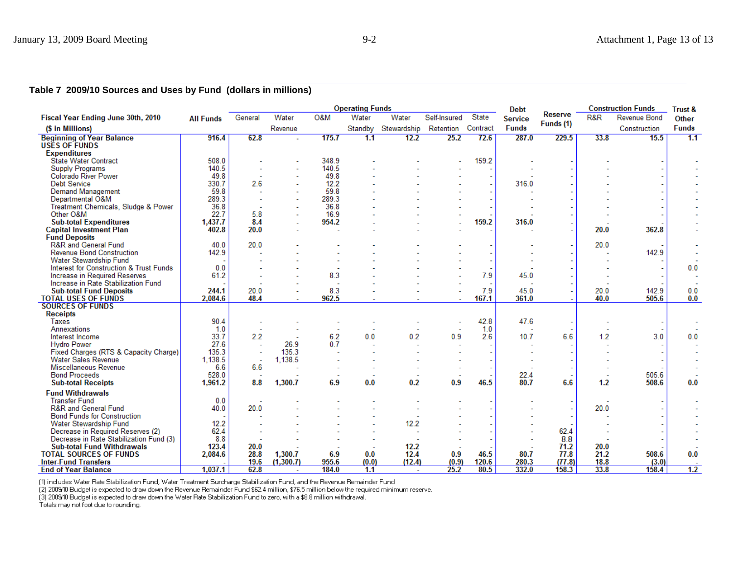## Table 7 2009/10 Sources and Uses by Fund (dollars in millions)

| Fiscal Year Ending June 30th, 2010 ($ in Millions) | All Funds | Operating Funds | | | | | | | Debt Service Funds | Reserve Funds (1) | Construction Funds | | Trust & Other Funds |
|---|---|---|---|---|---|---|---|---|---|---|---|---|---|
| | | General | Water Revenue | O&M | Water Standby | Water Stewardship | Self-Insured Retention | State Contract | | | R&R | Revenue Bond Construction | |
| **Beginning of Year Balance** | **916.4** | **62.8** | - | **175.7** | **1.1** | **12.2** | **25.2** | **72.6** | **287.0** | **229.5** | **33.8** | **15.5** | **1.1** |
| **USES OF FUNDS** | | | | | | | | | | | | | |
| **Expenditures** | | | | | | | | | | | | | |
| State Water Contract | 508.0 | - | - | 348.9 | - | - | - | 159.2 | - | - | - | - | - |
| Supply Programs | 140.5 | - | - | 140.5 | - | - | - | - | - | - | - | - | - |
| Colorado River Power | 49.8 | - | - | 49.8 | - | - | - | - | - | - | - | - | - |
| Debt Service | 330.7 | 2.6 | - | 12.2 | - | - | - | - | 316.0 | - | - | - | - |
| Demand Management | 59.8 | - | - | 59.8 | - | - | - | - | - | - | - | - | - |
| Departmental O&M | 289.3 | - | - | 289.3 | - | - | - | - | - | - | - | - | - |
| Treatment Chemicals, Sludge & Power | 36.8 | - | - | 36.8 | - | - | - | - | - | - | - | - | - |
| Other O&M | 22.7 | 5.8 | - | 16.9 | - | - | - | - | - | - | - | - | - |
| **Sub-total Expenditures** | **1,437.7** | **8.4** | - | **954.2** | - | - | - | **159.2** | **316.0** | - | - | - | - |
| **Capital Investment Plan** | **402.8** | **20.0** | - | - | - | - | - | - | - | - | **20.0** | **362.8** | - |
| **Fund Deposits** | | | | | | | | | | | | | |
| R&R and General Fund | 40.0 | 20.0 | - | - | - | - | - | - | - | - | 20.0 | - | - |
| Revenue Bond Construction | 142.9 | - | - | - | - | - | - | - | - | - | - | 142.9 | - |
| Water Stewardship Fund | - | - | - | - | - | - | - | - | - | - | - | - | - |
| Interest for Construction & Trust Funds | 0.0 | - | - | - | - | - | - | - | - | - | - | - | 0.0 |
| Increase in Required Reserves | 61.2 | - | - | 8.3 | - | - | - | 7.9 | 45.0 | - | - | - | - |
| Increase in Rate Stabilization Fund | - | - | - | - | - | - | - | - | - | - | - | - | - |
| **Sub-total Fund Deposits** | **244.1** | **20.0** | - | **8.3** | - | - | - | **7.9** | **45.0** | - | **20.0** | **142.9** | **0.0** |
| **TOTAL USES OF FUNDS** | **2,084.6** | **48.4** | - | **962.5** | - | - | - | **167.1** | **361.0** | - | **40.0** | **505.6** | **0.0** |
| **SOURCES OF FUNDS** | | | | | | | | | | | | | |
| **Receipts** | | | | | | | | | | | | | |
| Taxes | 90.4 | - | - | - | - | - | - | 42.8 | 47.6 | - | - | - | - |
| Annexations | 1.0 | - | - | - | - | - | - | 1.0 | - | - | - | - | - |
| Interest Income | 33.7 | 2.2 | - | 6.2 | 0.0 | 0.2 | 0.9 | 2.6 | 10.7 | 6.6 | 1.2 | 3.0 | 0.0 |
| Hydro Power | 27.6 | - | 26.9 | 0.7 | - | - | - | - | - | - | - | - | - |
| Fixed Charges (RTS & Capacity Charge) | 135.3 | - | 135.3 | - | - | - | - | - | - | - | - | - | - |
| Water Sales Revenue | 1,138.5 | - | 1,138.5 | - | - | - | - | - | - | - | - | - | - |
| Miscellaneous Revenue | 6.6 | 6.6 | - | - | - | - | - | - | - | - | - | - | - |
| Bond Proceeds | 528.0 | - | - | - | - | - | - | - | 22.4 | - | - | 505.6 | - |
| **Sub-total Receipts** | **1,961.2** | **8.8** | **1,300.7** | **6.9** | **0.0** | **0.2** | **0.9** | **46.5** | **80.7** | **6.6** | **1.2** | **508.6** | **0.0** |
| **Fund Withdrawals** | | | | | | | | | | | | | |
| Transfer Fund | 0.0 | - | - | - | - | - | - | - | - | - | - | - | - |
| R&R and General Fund | 40.0 | 20.0 | - | - | - | - | - | - | - | - | 20.0 | - | - |
| Bond Funds for Construction | - | - | - | - | - | - | - | - | - | - | - | - | - |
| Water Stewardship Fund | 12.2 | - | - | - | - | 12.2 | - | - | - | - | - | - | - |
| Decrease in Required Reserves (2) | 62.4 | - | - | - | - | - | - | - | - | 62.4 | - | - | - |
| Decrease in Rate Stabilization Fund (3) | 8.8 | - | - | - | - | - | - | - | - | 8.8 | - | - | - |
| **Sub-total Fund Withdrawals** | **123.4** | **20.0** | - | - | - | **12.2** | - | - | - | **71.2** | **20.0** | - | - |
| **TOTAL SOURCES OF FUNDS** | **2,084.6** | **28.8** | **1,300.7** | **6.9** | **0.0** | **12.4** | **0.9** | **46.5** | **80.7** | **77.8** | **21.2** | **508.6** | **0.0** |
| **Inter-Fund Transfers** | - | **19.6** | **(1,300.7)** | **955.6** | **(0.0)** | **(12.4)** | **(0.9)** | **120.6** | **280.3** | **(77.8)** | **18.8** | **(3.0)** | - |
| **End of Year Balance** | **1,037.1** | **62.8** | - | **184.0** | **1.1** | - | **25.2** | **80.5** | **332.0** | **158.3** | **33.8** | **158.4** | **1.2** |

(1) includes Water Rate Stabilization Fund, Water Treatment Surcharge Stabilization Fund, and the Revenue Remainder Fund

(2) 2009/10 Budget is expected to draw down the Revenue Remainder Fund $62.4 million, $76.5 million below the required minimum reserve.

(3) 2009/10 Budget is expected to draw down the Water Rate Stabilization Fund to zero, with a $8.8 million withdrawal.

Totals may not foot due to rounding.